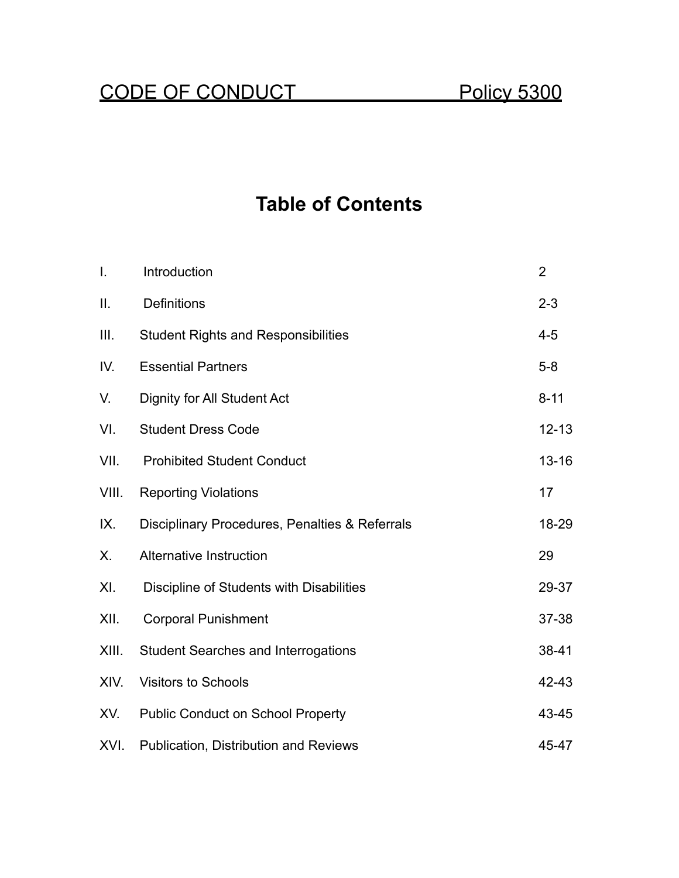# CODE OF CONDUCT Policy 5300

## Table of Contents

| | | |
|---|---|---|
| I. | Introduction | 2 |
| II. | Definitions | 2-3 |
| III. | Student Rights and Responsibilities | 4-5 |
| IV. | Essential Partners | 5-8 |
| V. | Dignity for All Student Act | 8-11 |
| VI. | Student Dress Code | 12-13 |
| VII. | Prohibited Student Conduct | 13-16 |
| VIII. | Reporting Violations | 17 |
| IX. | Disciplinary Procedures, Penalties & Referrals | 18-29 |
| X. | Alternative Instruction | 29 |
| XI. | Discipline of Students with Disabilities | 29-37 |
| XII. | Corporal Punishment | 37-38 |
| XIII. | Student Searches and Interrogations | 38-41 |
| XIV. | Visitors to Schools | 42-43 |
| XV. | Public Conduct on School Property | 43-45 |
| XVI. | Publication, Distribution and Reviews | 45-47 |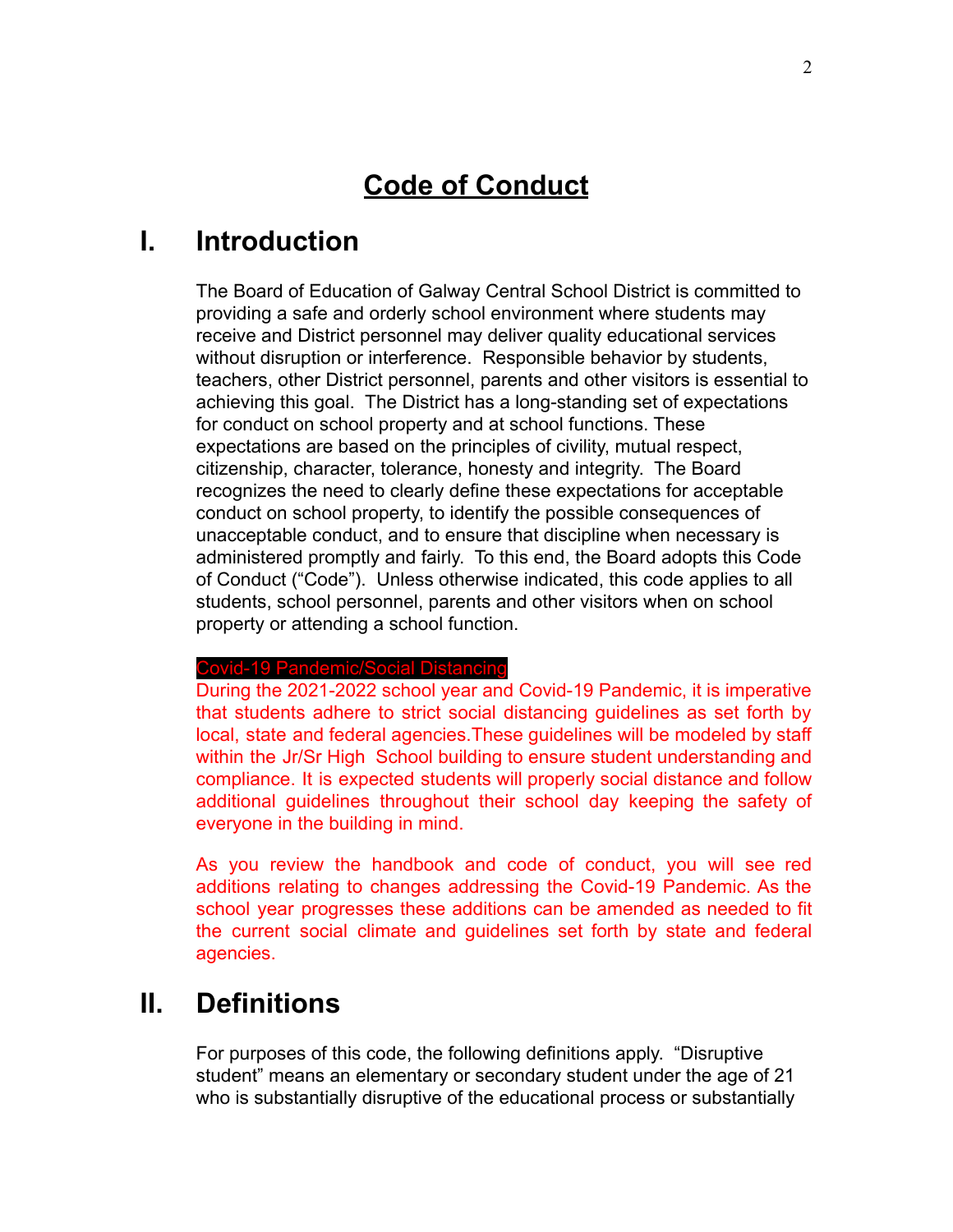# Code of Conduct

## I. Introduction

The Board of Education of Galway Central School District is committed to providing a safe and orderly school environment where students may receive and District personnel may deliver quality educational services without disruption or interference. Responsible behavior by students, teachers, other District personnel, parents and other visitors is essential to achieving this goal. The District has a long-standing set of expectations for conduct on school property and at school functions. These expectations are based on the principles of civility, mutual respect, citizenship, character, tolerance, honesty and integrity. The Board recognizes the need to clearly define these expectations for acceptable conduct on school property, to identify the possible consequences of unacceptable conduct, and to ensure that discipline when necessary is administered promptly and fairly. To this end, the Board adopts this Code of Conduct ("Code"). Unless otherwise indicated, this code applies to all students, school personnel, parents and other visitors when on school property or attending a school function.

**Covid-19 Pandemic/Social Distancing**

During the 2021-2022 school year and Covid-19 Pandemic, it is imperative that students adhere to strict social distancing guidelines as set forth by local, state and federal agencies.These guidelines will be modeled by staff within the Jr/Sr High School building to ensure student understanding and compliance. It is expected students will properly social distance and follow additional guidelines throughout their school day keeping the safety of everyone in the building in mind.

As you review the handbook and code of conduct, you will see red additions relating to changes addressing the Covid-19 Pandemic. As the school year progresses these additions can be amended as needed to fit the current social climate and guidelines set forth by state and federal agencies.

## II. Definitions

For purposes of this code, the following definitions apply. "Disruptive student" means an elementary or secondary student under the age of 21 who is substantially disruptive of the educational process or substantially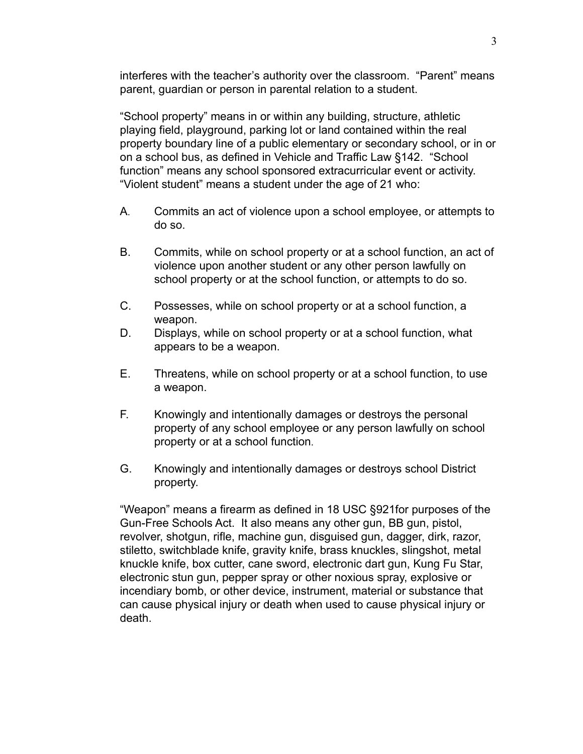interferes with the teacher's authority over the classroom. "Parent" means parent, guardian or person in parental relation to a student.

"School property" means in or within any building, structure, athletic playing field, playground, parking lot or land contained within the real property boundary line of a public elementary or secondary school, or in or on a school bus, as defined in Vehicle and Traffic Law §142. "School function" means any school sponsored extracurricular event or activity. "Violent student" means a student under the age of 21 who:

A. Commits an act of violence upon a school employee, or attempts to do so.

B. Commits, while on school property or at a school function, an act of violence upon another student or any other person lawfully on school property or at the school function, or attempts to do so.

C. Possesses, while on school property or at a school function, a weapon.

D. Displays, while on school property or at a school function, what appears to be a weapon.

E. Threatens, while on school property or at a school function, to use a weapon.

F. Knowingly and intentionally damages or destroys the personal property of any school employee or any person lawfully on school property or at a school function.

G. Knowingly and intentionally damages or destroys school District property.

"Weapon" means a firearm as defined in 18 USC §921for purposes of the Gun-Free Schools Act. It also means any other gun, BB gun, pistol, revolver, shotgun, rifle, machine gun, disguised gun, dagger, dirk, razor, stiletto, switchblade knife, gravity knife, brass knuckles, slingshot, metal knuckle knife, box cutter, cane sword, electronic dart gun, Kung Fu Star, electronic stun gun, pepper spray or other noxious spray, explosive or incendiary bomb, or other device, instrument, material or substance that can cause physical injury or death when used to cause physical injury or death.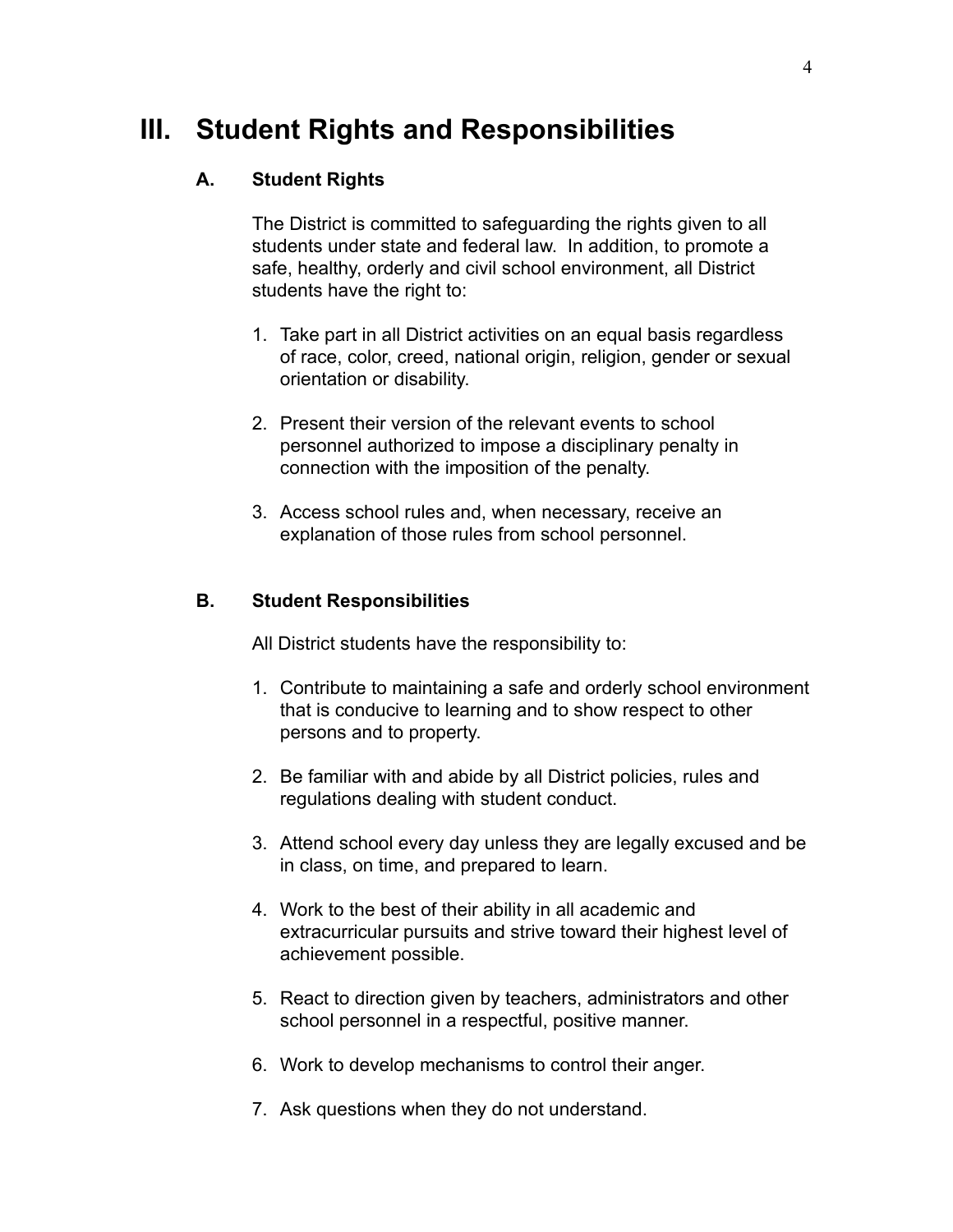# III. Student Rights and Responsibilities

## A. Student Rights

The District is committed to safeguarding the rights given to all students under state and federal law. In addition, to promote a safe, healthy, orderly and civil school environment, all District students have the right to:

1. Take part in all District activities on an equal basis regardless of race, color, creed, national origin, religion, gender or sexual orientation or disability.

2. Present their version of the relevant events to school personnel authorized to impose a disciplinary penalty in connection with the imposition of the penalty.

3. Access school rules and, when necessary, receive an explanation of those rules from school personnel.

## B. Student Responsibilities

All District students have the responsibility to:

1. Contribute to maintaining a safe and orderly school environment that is conducive to learning and to show respect to other persons and to property.

2. Be familiar with and abide by all District policies, rules and regulations dealing with student conduct.

3. Attend school every day unless they are legally excused and be in class, on time, and prepared to learn.

4. Work to the best of their ability in all academic and extracurricular pursuits and strive toward their highest level of achievement possible.

5. React to direction given by teachers, administrators and other school personnel in a respectful, positive manner.

6. Work to develop mechanisms to control their anger.

7. Ask questions when they do not understand.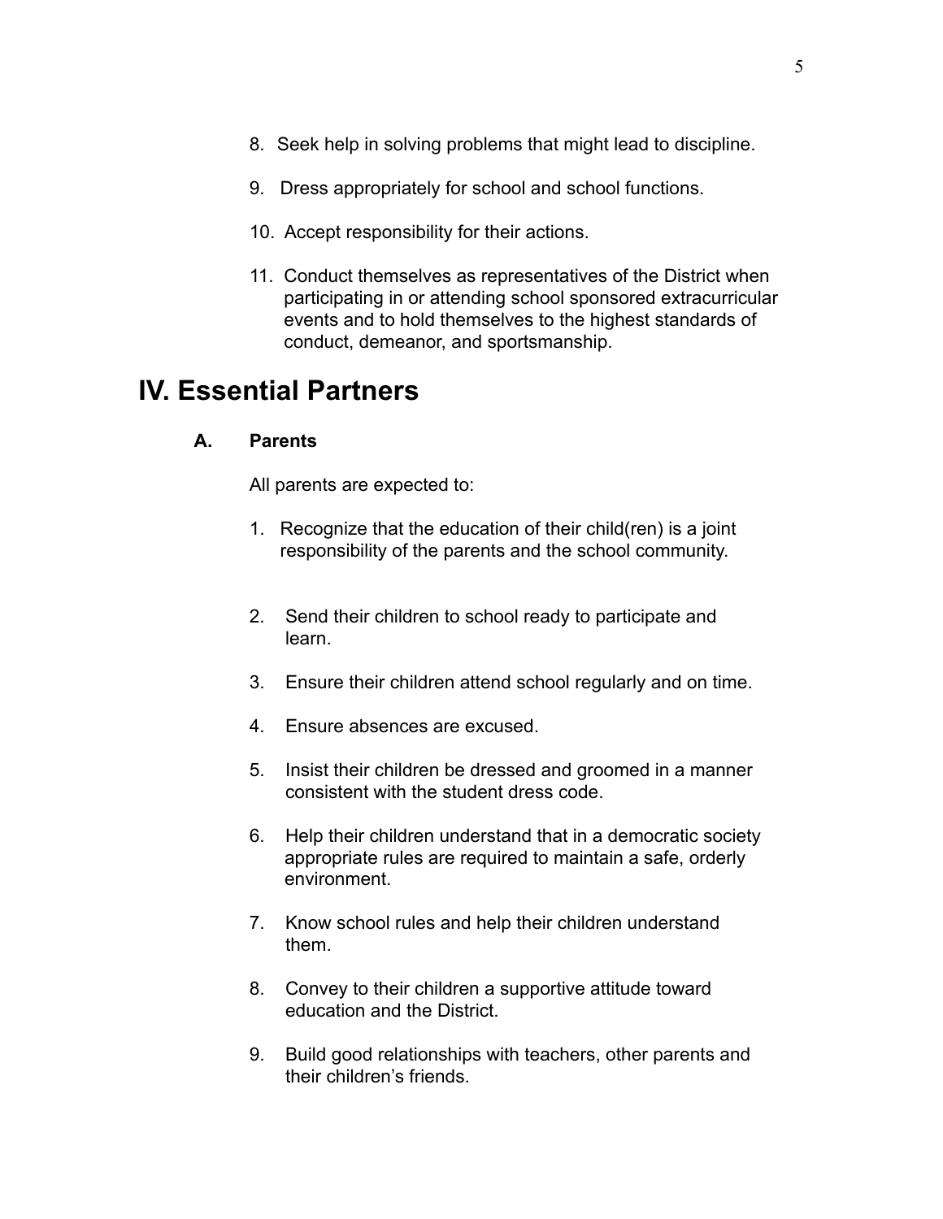8. Seek help in solving problems that might lead to discipline.

9. Dress appropriately for school and school functions.

10. Accept responsibility for their actions.

11. Conduct themselves as representatives of the District when participating in or attending school sponsored extracurricular events and to hold themselves to the highest standards of conduct, demeanor, and sportsmanship.

# IV. Essential Partners

### A. Parents

All parents are expected to:

1. Recognize that the education of their child(ren) is a joint responsibility of the parents and the school community.

2. Send their children to school ready to participate and learn.

3. Ensure their children attend school regularly and on time.

4. Ensure absences are excused.

5. Insist their children be dressed and groomed in a manner consistent with the student dress code.

6. Help their children understand that in a democratic society appropriate rules are required to maintain a safe, orderly environment.

7. Know school rules and help their children understand them.

8. Convey to their children a supportive attitude toward education and the District.

9. Build good relationships with teachers, other parents and their children's friends.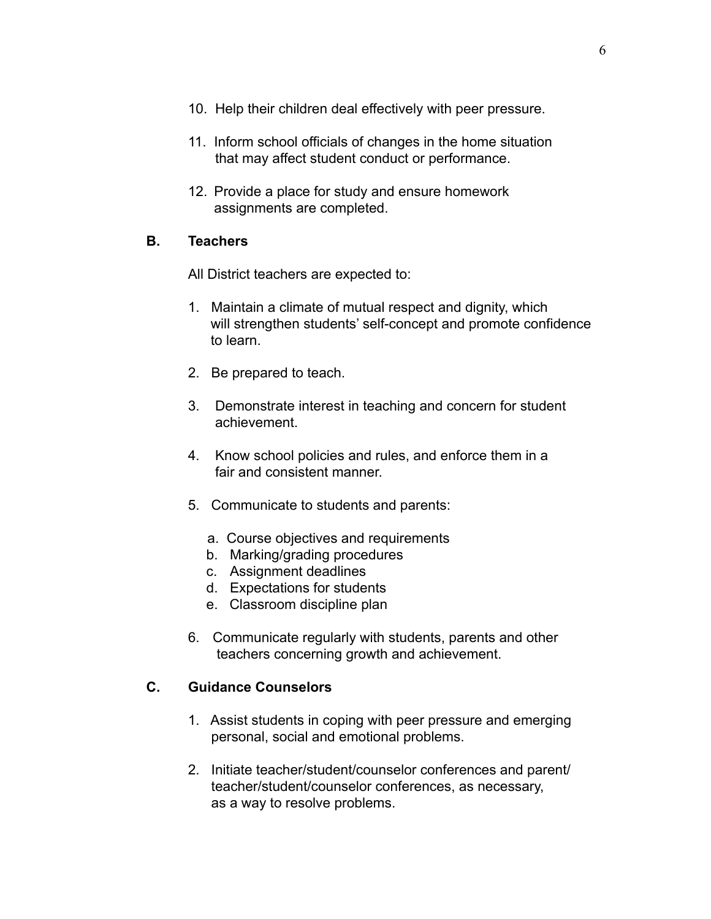10. Help their children deal effectively with peer pressure.

11. Inform school officials of changes in the home situation that may affect student conduct or performance.

12. Provide a place for study and ensure homework assignments are completed.

**B. Teachers**

All District teachers are expected to:

1. Maintain a climate of mutual respect and dignity, which will strengthen students' self-concept and promote confidence to learn.

2. Be prepared to teach.

3. Demonstrate interest in teaching and concern for student achievement.

4. Know school policies and rules, and enforce them in a fair and consistent manner.

5. Communicate to students and parents:

   a. Course objectives and requirements
   b. Marking/grading procedures
   c. Assignment deadlines
   d. Expectations for students
   e. Classroom discipline plan

6. Communicate regularly with students, parents and other teachers concerning growth and achievement.

**C. Guidance Counselors**

1. Assist students in coping with peer pressure and emerging personal, social and emotional problems.

2. Initiate teacher/student/counselor conferences and parent/teacher/student/counselor conferences, as necessary, as a way to resolve problems.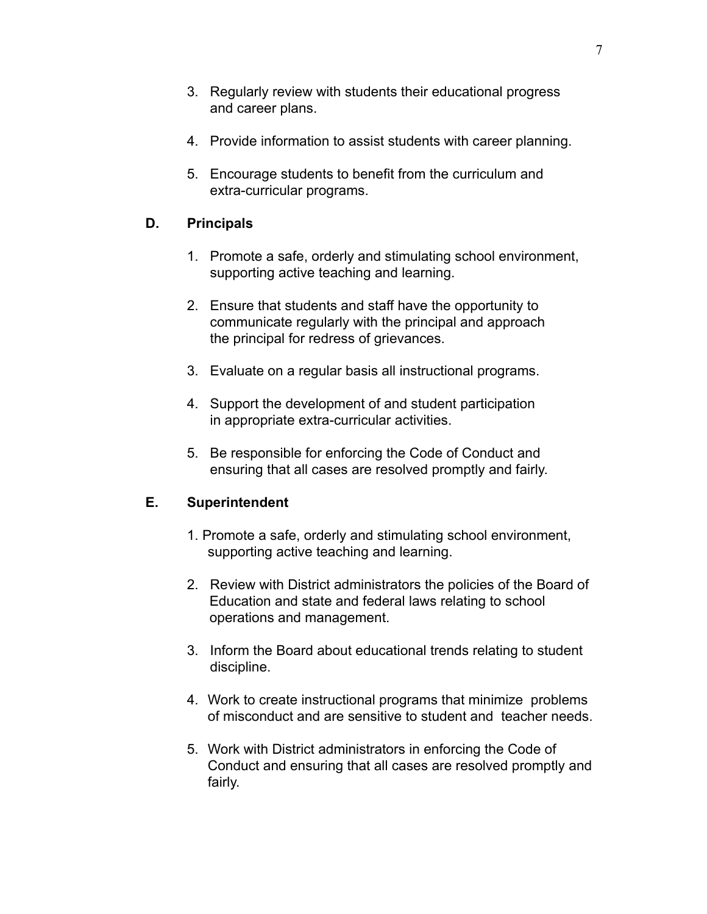3. Regularly review with students their educational progress and career plans.

4. Provide information to assist students with career planning.

5. Encourage students to benefit from the curriculum and extra-curricular programs.

**D. Principals**

1. Promote a safe, orderly and stimulating school environment, supporting active teaching and learning.

2. Ensure that students and staff have the opportunity to communicate regularly with the principal and approach the principal for redress of grievances.

3. Evaluate on a regular basis all instructional programs.

4. Support the development of and student participation in appropriate extra-curricular activities.

5. Be responsible for enforcing the Code of Conduct and ensuring that all cases are resolved promptly and fairly.

**E. Superintendent**

1. Promote a safe, orderly and stimulating school environment, supporting active teaching and learning.

2. Review with District administrators the policies of the Board of Education and state and federal laws relating to school operations and management.

3. Inform the Board about educational trends relating to student discipline.

4. Work to create instructional programs that minimize problems of misconduct and are sensitive to student and teacher needs.

5. Work with District administrators in enforcing the Code of Conduct and ensuring that all cases are resolved promptly and fairly.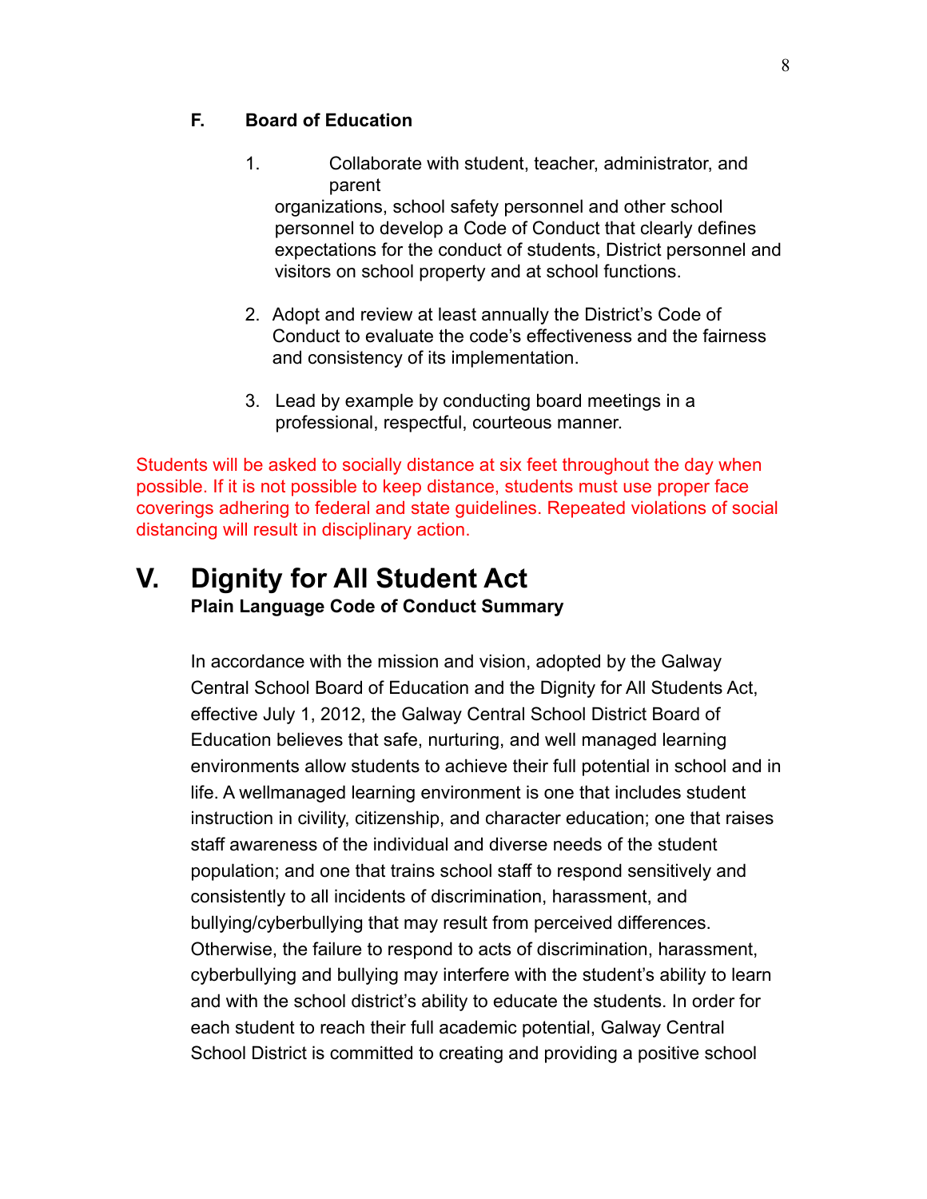### F. Board of Education

1. Collaborate with student, teacher, administrator, and parent organizations, school safety personnel and other school personnel to develop a Code of Conduct that clearly defines expectations for the conduct of students, District personnel and visitors on school property and at school functions.

2. Adopt and review at least annually the District's Code of Conduct to evaluate the code's effectiveness and the fairness and consistency of its implementation.

3. Lead by example by conducting board meetings in a professional, respectful, courteous manner.

Students will be asked to socially distance at six feet throughout the day when possible. If it is not possible to keep distance, students must use proper face coverings adhering to federal and state guidelines. Repeated violations of social distancing will result in disciplinary action.

# V. Dignity for All Student Act

**Plain Language Code of Conduct Summary**

In accordance with the mission and vision, adopted by the Galway Central School Board of Education and the Dignity for All Students Act, effective July 1, 2012, the Galway Central School District Board of Education believes that safe, nurturing, and well managed learning environments allow students to achieve their full potential in school and in life. A wellmanaged learning environment is one that includes student instruction in civility, citizenship, and character education; one that raises staff awareness of the individual and diverse needs of the student population; and one that trains school staff to respond sensitively and consistently to all incidents of discrimination, harassment, and bullying/cyberbullying that may result from perceived differences. Otherwise, the failure to respond to acts of discrimination, harassment, cyberbullying and bullying may interfere with the student's ability to learn and with the school district's ability to educate the students. In order for each student to reach their full academic potential, Galway Central School District is committed to creating and providing a positive school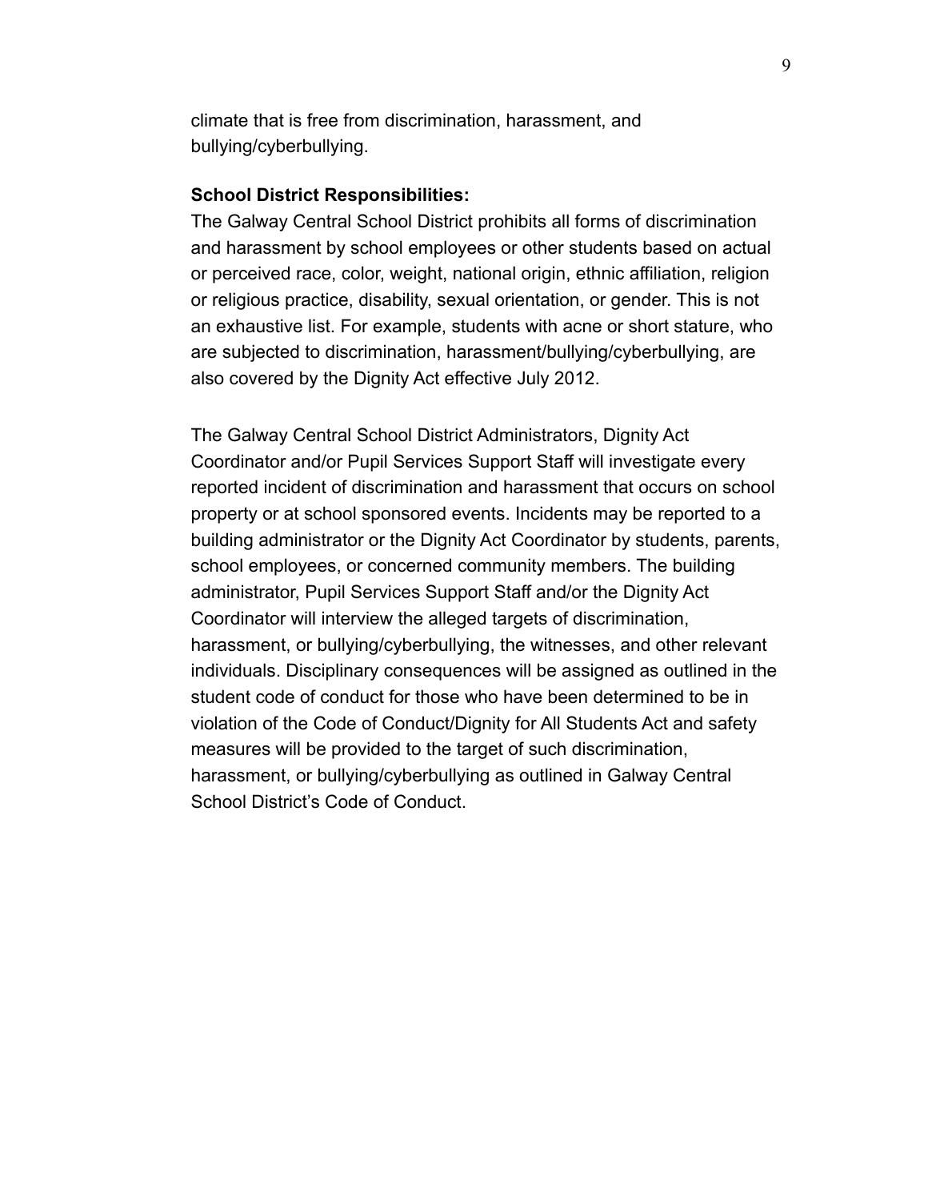climate that is free from discrimination, harassment, and bullying/cyberbullying.

**School District Responsibilities:**
The Galway Central School District prohibits all forms of discrimination and harassment by school employees or other students based on actual or perceived race, color, weight, national origin, ethnic affiliation, religion or religious practice, disability, sexual orientation, or gender. This is not an exhaustive list. For example, students with acne or short stature, who are subjected to discrimination, harassment/bullying/cyberbullying, are also covered by the Dignity Act effective July 2012.

The Galway Central School District Administrators, Dignity Act Coordinator and/or Pupil Services Support Staff will investigate every reported incident of discrimination and harassment that occurs on school property or at school sponsored events. Incidents may be reported to a building administrator or the Dignity Act Coordinator by students, parents, school employees, or concerned community members. The building administrator, Pupil Services Support Staff and/or the Dignity Act Coordinator will interview the alleged targets of discrimination, harassment, or bullying/cyberbullying, the witnesses, and other relevant individuals. Disciplinary consequences will be assigned as outlined in the student code of conduct for those who have been determined to be in violation of the Code of Conduct/Dignity for All Students Act and safety measures will be provided to the target of such discrimination, harassment, or bullying/cyberbullying as outlined in Galway Central School District's Code of Conduct.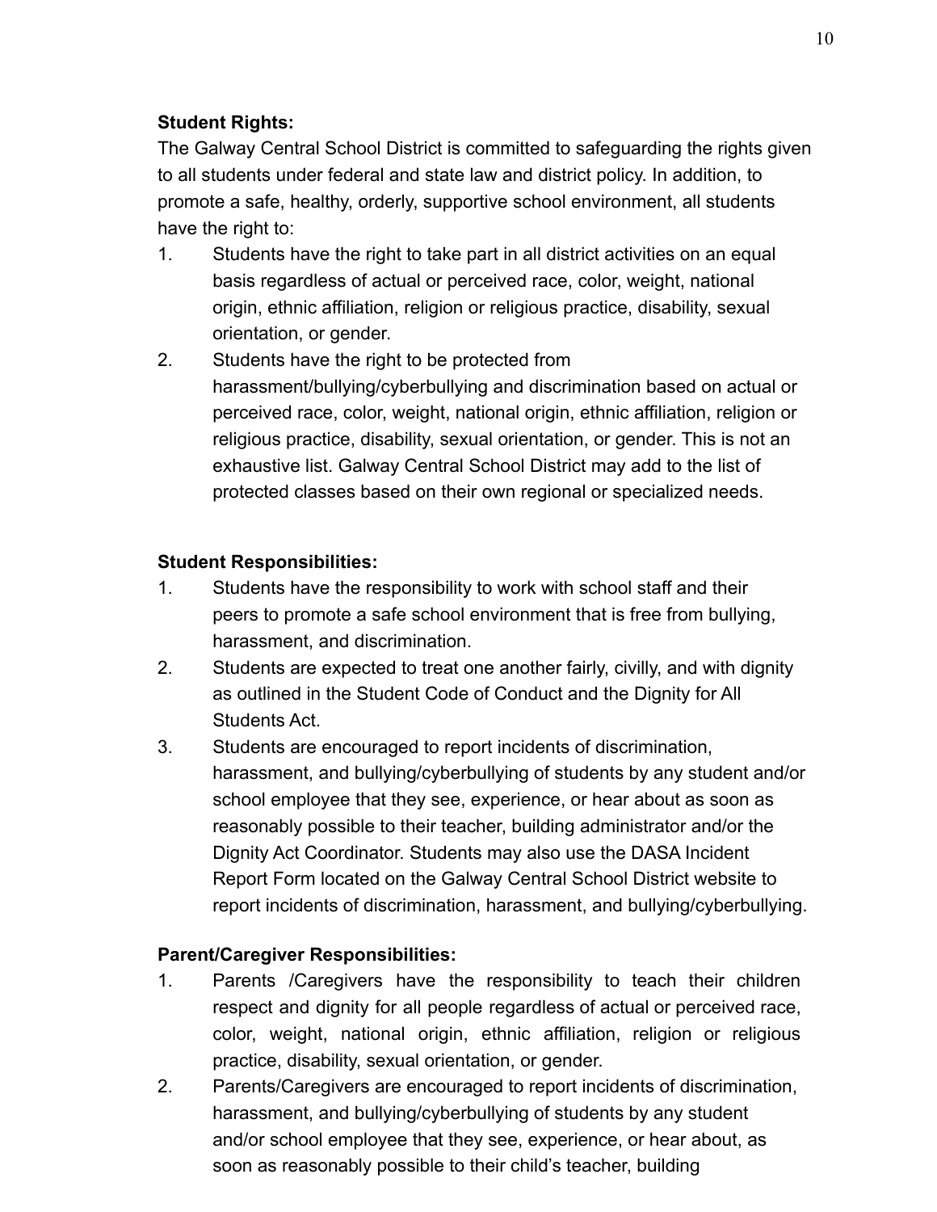**Student Rights:**

The Galway Central School District is committed to safeguarding the rights given to all students under federal and state law and district policy. In addition, to promote a safe, healthy, orderly, supportive school environment, all students have the right to:

1. Students have the right to take part in all district activities on an equal basis regardless of actual or perceived race, color, weight, national origin, ethnic affiliation, religion or religious practice, disability, sexual orientation, or gender.
2. Students have the right to be protected from harassment/bullying/cyberbullying and discrimination based on actual or perceived race, color, weight, national origin, ethnic affiliation, religion or religious practice, disability, sexual orientation, or gender. This is not an exhaustive list. Galway Central School District may add to the list of protected classes based on their own regional or specialized needs.

**Student Responsibilities:**

1. Students have the responsibility to work with school staff and their peers to promote a safe school environment that is free from bullying, harassment, and discrimination.
2. Students are expected to treat one another fairly, civilly, and with dignity as outlined in the Student Code of Conduct and the Dignity for All Students Act.
3. Students are encouraged to report incidents of discrimination, harassment, and bullying/cyberbullying of students by any student and/or school employee that they see, experience, or hear about as soon as reasonably possible to their teacher, building administrator and/or the Dignity Act Coordinator. Students may also use the DASA Incident Report Form located on the Galway Central School District website to report incidents of discrimination, harassment, and bullying/cyberbullying.

**Parent/Caregiver Responsibilities:**

1. Parents /Caregivers have the responsibility to teach their children respect and dignity for all people regardless of actual or perceived race, color, weight, national origin, ethnic affiliation, religion or religious practice, disability, sexual orientation, or gender.
2. Parents/Caregivers are encouraged to report incidents of discrimination, harassment, and bullying/cyberbullying of students by any student and/or school employee that they see, experience, or hear about, as soon as reasonably possible to their child's teacher, building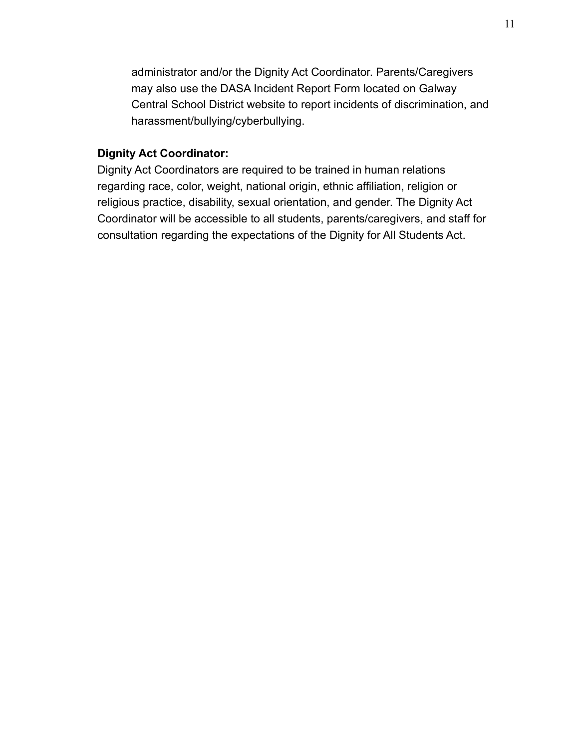administrator and/or the Dignity Act Coordinator. Parents/Caregivers may also use the DASA Incident Report Form located on Galway Central School District website to report incidents of discrimination, and harassment/bullying/cyberbullying.

**Dignity Act Coordinator:**

Dignity Act Coordinators are required to be trained in human relations regarding race, color, weight, national origin, ethnic affiliation, religion or religious practice, disability, sexual orientation, and gender. The Dignity Act Coordinator will be accessible to all students, parents/caregivers, and staff for consultation regarding the expectations of the Dignity for All Students Act.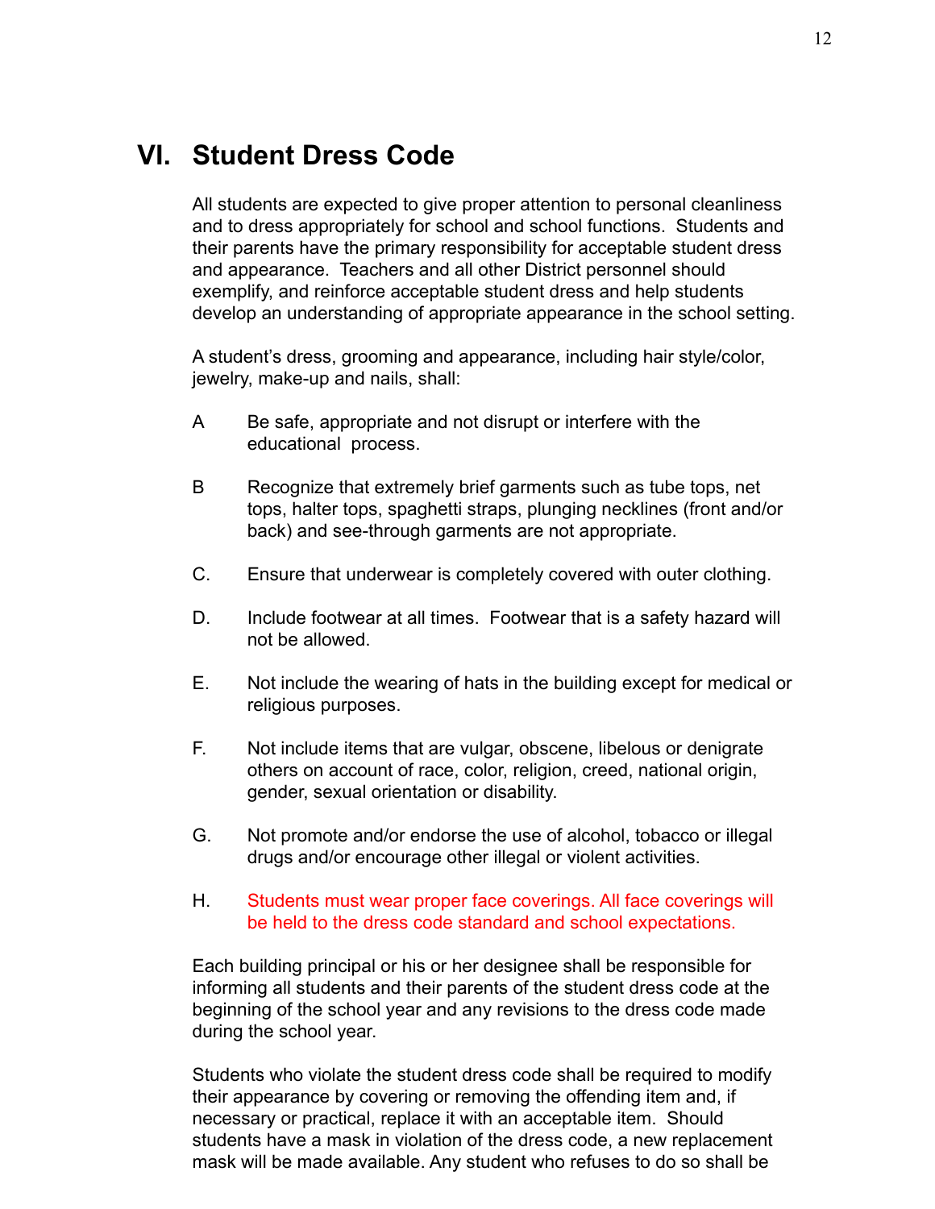# VI. Student Dress Code

All students are expected to give proper attention to personal cleanliness and to dress appropriately for school and school functions. Students and their parents have the primary responsibility for acceptable student dress and appearance. Teachers and all other District personnel should exemplify, and reinforce acceptable student dress and help students develop an understanding of appropriate appearance in the school setting.

A student's dress, grooming and appearance, including hair style/color, jewelry, make-up and nails, shall:

A Be safe, appropriate and not disrupt or interfere with the educational process.

B Recognize that extremely brief garments such as tube tops, net tops, halter tops, spaghetti straps, plunging necklines (front and/or back) and see-through garments are not appropriate.

C. Ensure that underwear is completely covered with outer clothing.

D. Include footwear at all times. Footwear that is a safety hazard will not be allowed.

E. Not include the wearing of hats in the building except for medical or religious purposes.

F. Not include items that are vulgar, obscene, libelous or denigrate others on account of race, color, religion, creed, national origin, gender, sexual orientation or disability.

G. Not promote and/or endorse the use of alcohol, tobacco or illegal drugs and/or encourage other illegal or violent activities.

H. Students must wear proper face coverings. All face coverings will be held to the dress code standard and school expectations.

Each building principal or his or her designee shall be responsible for informing all students and their parents of the student dress code at the beginning of the school year and any revisions to the dress code made during the school year.

Students who violate the student dress code shall be required to modify their appearance by covering or removing the offending item and, if necessary or practical, replace it with an acceptable item. Should students have a mask in violation of the dress code, a new replacement mask will be made available. Any student who refuses to do so shall be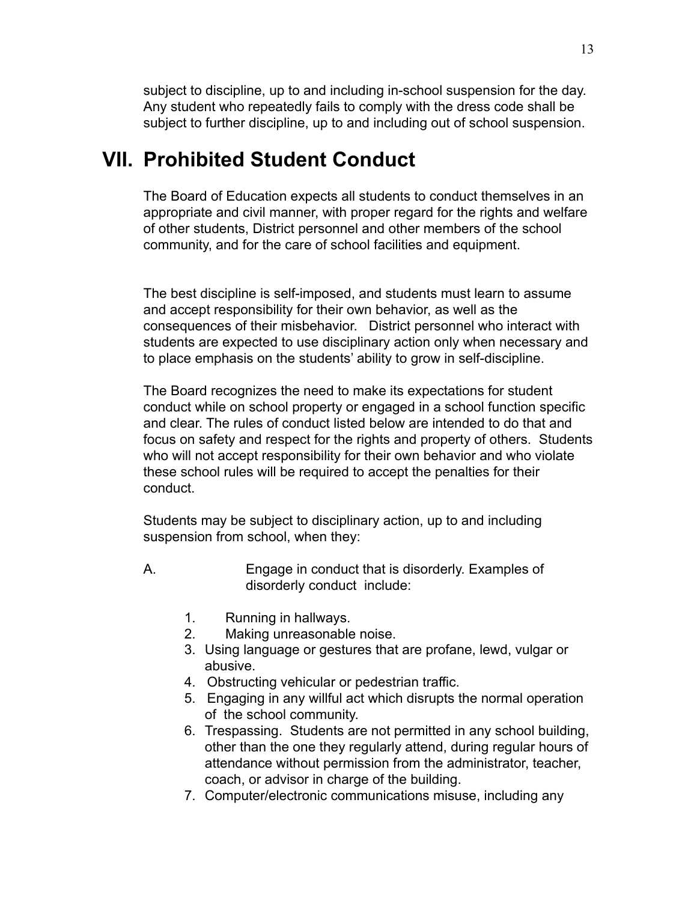subject to discipline, up to and including in-school suspension for the day. Any student who repeatedly fails to comply with the dress code shall be subject to further discipline, up to and including out of school suspension.

# VII. Prohibited Student Conduct

The Board of Education expects all students to conduct themselves in an appropriate and civil manner, with proper regard for the rights and welfare of other students, District personnel and other members of the school community, and for the care of school facilities and equipment.

The best discipline is self-imposed, and students must learn to assume and accept responsibility for their own behavior, as well as the consequences of their misbehavior. District personnel who interact with students are expected to use disciplinary action only when necessary and to place emphasis on the students' ability to grow in self-discipline.

The Board recognizes the need to make its expectations for student conduct while on school property or engaged in a school function specific and clear. The rules of conduct listed below are intended to do that and focus on safety and respect for the rights and property of others. Students who will not accept responsibility for their own behavior and who violate these school rules will be required to accept the penalties for their conduct.

Students may be subject to disciplinary action, up to and including suspension from school, when they:

A. Engage in conduct that is disorderly. Examples of disorderly conduct include:

1. Running in hallways.
2. Making unreasonable noise.
3. Using language or gestures that are profane, lewd, vulgar or abusive.
4. Obstructing vehicular or pedestrian traffic.
5. Engaging in any willful act which disrupts the normal operation of the school community.
6. Trespassing. Students are not permitted in any school building, other than the one they regularly attend, during regular hours of attendance without permission from the administrator, teacher, coach, or advisor in charge of the building.
7. Computer/electronic communications misuse, including any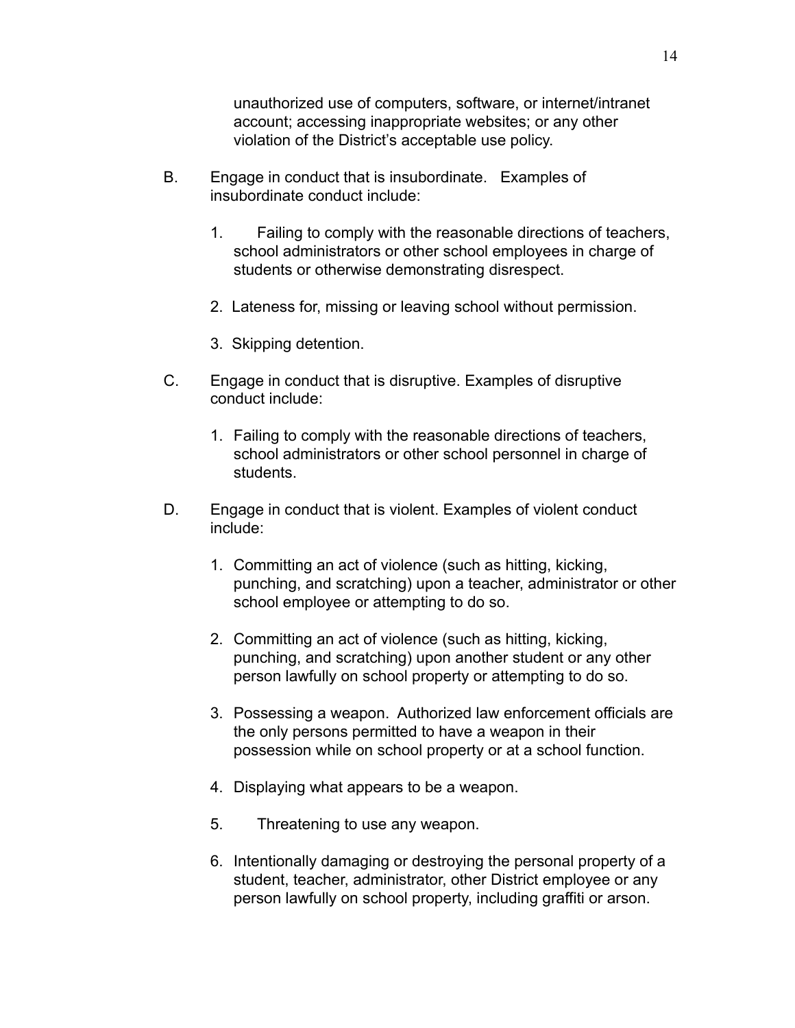unauthorized use of computers, software, or internet/intranet account; accessing inappropriate websites; or any other violation of the District's acceptable use policy.

B. Engage in conduct that is insubordinate. Examples of insubordinate conduct include:

   1. Failing to comply with the reasonable directions of teachers, school administrators or other school employees in charge of students or otherwise demonstrating disrespect.

   2. Lateness for, missing or leaving school without permission.

   3. Skipping detention.

C. Engage in conduct that is disruptive. Examples of disruptive conduct include:

   1. Failing to comply with the reasonable directions of teachers, school administrators or other school personnel in charge of students.

D. Engage in conduct that is violent. Examples of violent conduct include:

   1. Committing an act of violence (such as hitting, kicking, punching, and scratching) upon a teacher, administrator or other school employee or attempting to do so.

   2. Committing an act of violence (such as hitting, kicking, punching, and scratching) upon another student or any other person lawfully on school property or attempting to do so.

   3. Possessing a weapon. Authorized law enforcement officials are the only persons permitted to have a weapon in their possession while on school property or at a school function.

   4. Displaying what appears to be a weapon.

   5. Threatening to use any weapon.

   6. Intentionally damaging or destroying the personal property of a student, teacher, administrator, other District employee or any person lawfully on school property, including graffiti or arson.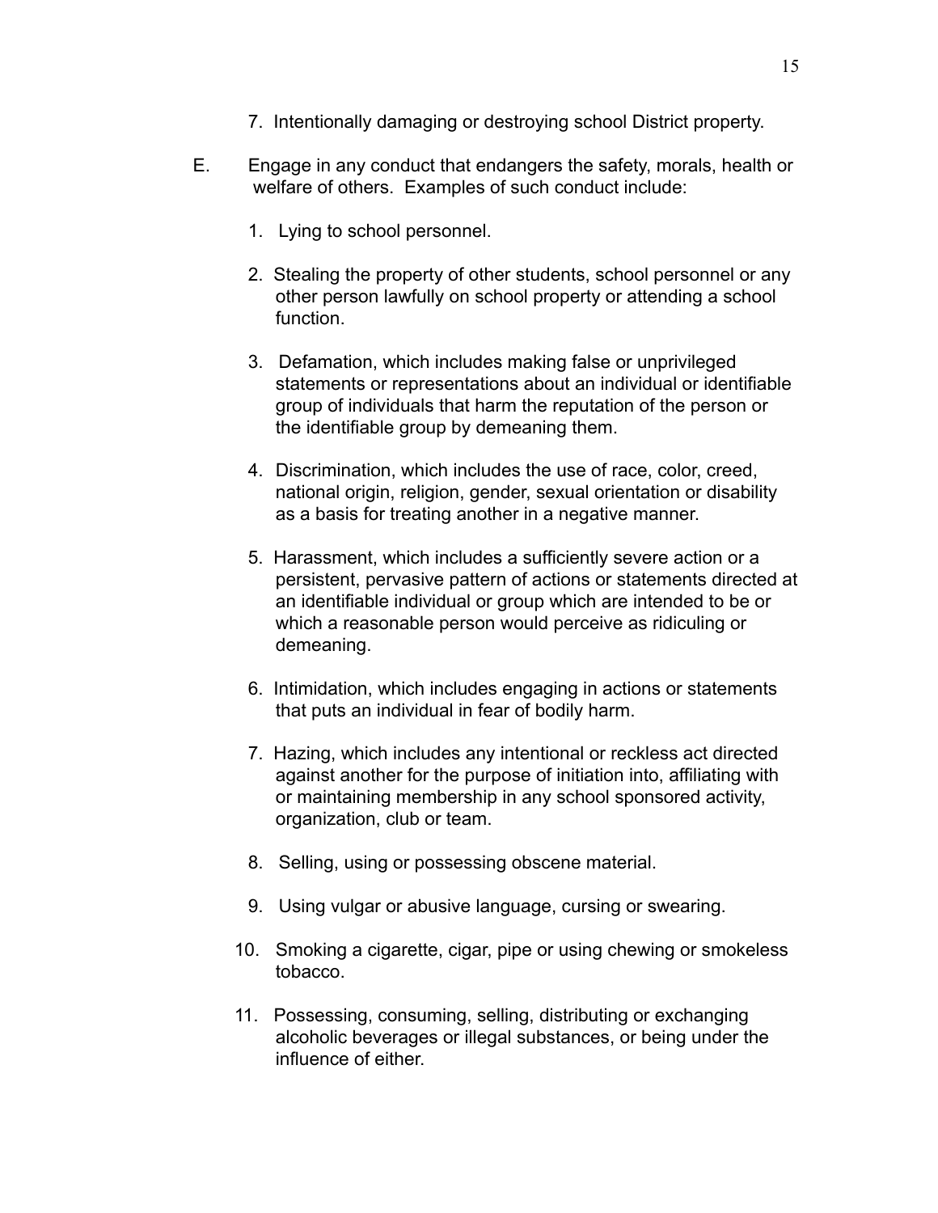7. Intentionally damaging or destroying school District property.

E. Engage in any conduct that endangers the safety, morals, health or welfare of others. Examples of such conduct include:

1. Lying to school personnel.

2. Stealing the property of other students, school personnel or any other person lawfully on school property or attending a school function.

3. Defamation, which includes making false or unprivileged statements or representations about an individual or identifiable group of individuals that harm the reputation of the person or the identifiable group by demeaning them.

4. Discrimination, which includes the use of race, color, creed, national origin, religion, gender, sexual orientation or disability as a basis for treating another in a negative manner.

5. Harassment, which includes a sufficiently severe action or a persistent, pervasive pattern of actions or statements directed at an identifiable individual or group which are intended to be or which a reasonable person would perceive as ridiculing or demeaning.

6. Intimidation, which includes engaging in actions or statements that puts an individual in fear of bodily harm.

7. Hazing, which includes any intentional or reckless act directed against another for the purpose of initiation into, affiliating with or maintaining membership in any school sponsored activity, organization, club or team.

8. Selling, using or possessing obscene material.

9. Using vulgar or abusive language, cursing or swearing.

10. Smoking a cigarette, cigar, pipe or using chewing or smokeless tobacco.

11. Possessing, consuming, selling, distributing or exchanging alcoholic beverages or illegal substances, or being under the influence of either.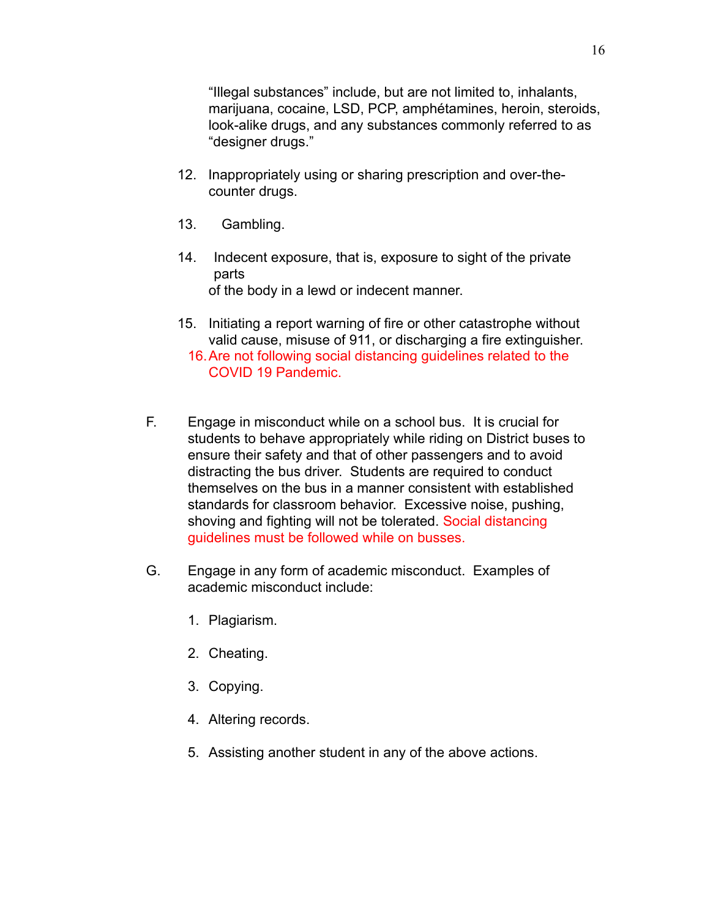"Illegal substances" include, but are not limited to, inhalants, marijuana, cocaine, LSD, PCP, amphétamines, heroin, steroids, look-alike drugs, and any substances commonly referred to as "designer drugs."

12. Inappropriately using or sharing prescription and over-the-counter drugs.

13. Gambling.

14. Indecent exposure, that is, exposure to sight of the private parts of the body in a lewd or indecent manner.

15. Initiating a report warning of fire or other catastrophe without valid cause, misuse of 911, or discharging a fire extinguisher.

16. Are not following social distancing guidelines related to the COVID 19 Pandemic.

F. Engage in misconduct while on a school bus. It is crucial for students to behave appropriately while riding on District buses to ensure their safety and that of other passengers and to avoid distracting the bus driver. Students are required to conduct themselves on the bus in a manner consistent with established standards for classroom behavior. Excessive noise, pushing, shoving and fighting will not be tolerated. Social distancing guidelines must be followed while on busses.

G. Engage in any form of academic misconduct. Examples of academic misconduct include:

1. Plagiarism.

2. Cheating.

3. Copying.

4. Altering records.

5. Assisting another student in any of the above actions.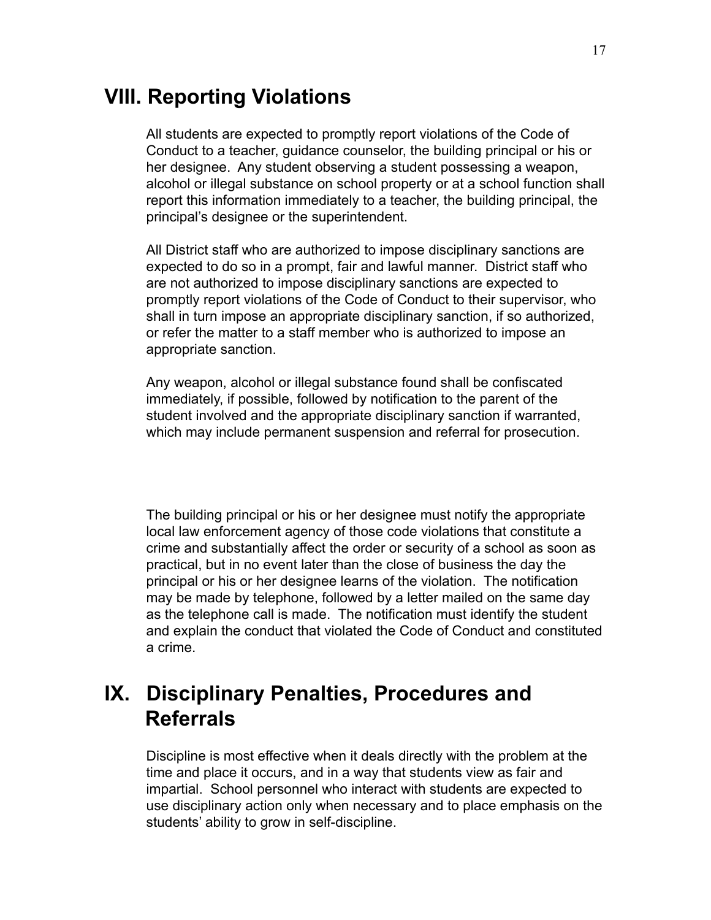## VIII. Reporting Violations

All students are expected to promptly report violations of the Code of Conduct to a teacher, guidance counselor, the building principal or his or her designee. Any student observing a student possessing a weapon, alcohol or illegal substance on school property or at a school function shall report this information immediately to a teacher, the building principal, the principal's designee or the superintendent.

All District staff who are authorized to impose disciplinary sanctions are expected to do so in a prompt, fair and lawful manner. District staff who are not authorized to impose disciplinary sanctions are expected to promptly report violations of the Code of Conduct to their supervisor, who shall in turn impose an appropriate disciplinary sanction, if so authorized, or refer the matter to a staff member who is authorized to impose an appropriate sanction.

Any weapon, alcohol or illegal substance found shall be confiscated immediately, if possible, followed by notification to the parent of the student involved and the appropriate disciplinary sanction if warranted, which may include permanent suspension and referral for prosecution.

The building principal or his or her designee must notify the appropriate local law enforcement agency of those code violations that constitute a crime and substantially affect the order or security of a school as soon as practical, but in no event later than the close of business the day the principal or his or her designee learns of the violation. The notification may be made by telephone, followed by a letter mailed on the same day as the telephone call is made. The notification must identify the student and explain the conduct that violated the Code of Conduct and constituted a crime.

## IX. Disciplinary Penalties, Procedures and Referrals

Discipline is most effective when it deals directly with the problem at the time and place it occurs, and in a way that students view as fair and impartial. School personnel who interact with students are expected to use disciplinary action only when necessary and to place emphasis on the students' ability to grow in self-discipline.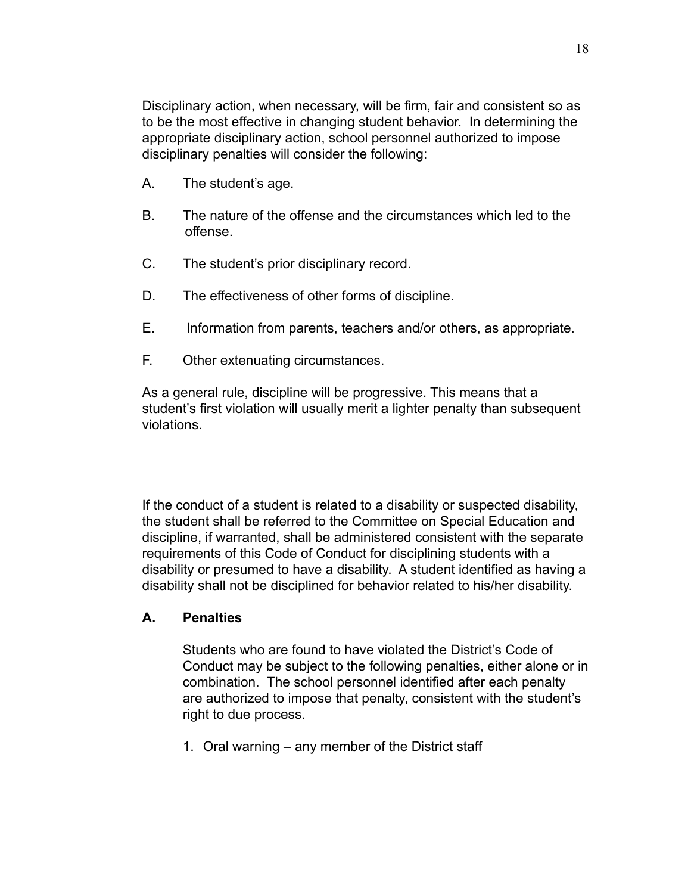Disciplinary action, when necessary, will be firm, fair and consistent so as to be the most effective in changing student behavior. In determining the appropriate disciplinary action, school personnel authorized to impose disciplinary penalties will consider the following:

A. The student's age.

B. The nature of the offense and the circumstances which led to the offense.

C. The student's prior disciplinary record.

D. The effectiveness of other forms of discipline.

E. Information from parents, teachers and/or others, as appropriate.

F. Other extenuating circumstances.

As a general rule, discipline will be progressive. This means that a student's first violation will usually merit a lighter penalty than subsequent violations.

If the conduct of a student is related to a disability or suspected disability, the student shall be referred to the Committee on Special Education and discipline, if warranted, shall be administered consistent with the separate requirements of this Code of Conduct for disciplining students with a disability or presumed to have a disability. A student identified as having a disability shall not be disciplined for behavior related to his/her disability.

## A. Penalties

Students who are found to have violated the District's Code of Conduct may be subject to the following penalties, either alone or in combination. The school personnel identified after each penalty are authorized to impose that penalty, consistent with the student's right to due process.

1. Oral warning – any member of the District staff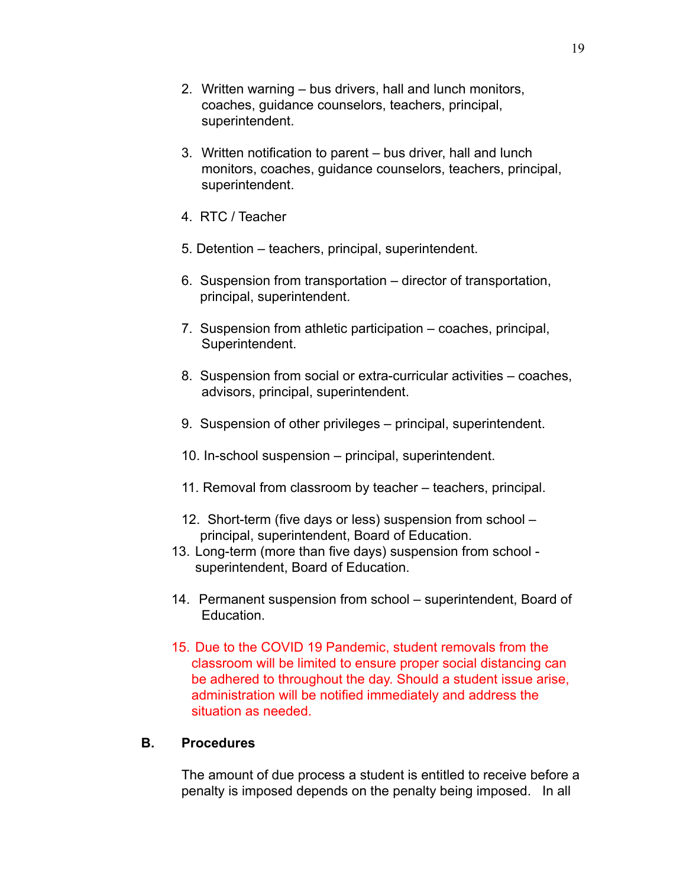2. Written warning – bus drivers, hall and lunch monitors, coaches, guidance counselors, teachers, principal, superintendent.

3. Written notification to parent – bus driver, hall and lunch monitors, coaches, guidance counselors, teachers, principal, superintendent.

4. RTC / Teacher

5. Detention – teachers, principal, superintendent.

6. Suspension from transportation – director of transportation, principal, superintendent.

7. Suspension from athletic participation – coaches, principal, Superintendent.

8. Suspension from social or extra-curricular activities – coaches, advisors, principal, superintendent.

9. Suspension of other privileges – principal, superintendent.

10. In-school suspension – principal, superintendent.

11. Removal from classroom by teacher – teachers, principal.

12. Short-term (five days or less) suspension from school – principal, superintendent, Board of Education.

13. Long-term (more than five days) suspension from school - superintendent, Board of Education.

14. Permanent suspension from school – superintendent, Board of Education.

15. Due to the COVID 19 Pandemic, student removals from the classroom will be limited to ensure proper social distancing can be adhered to throughout the day. Should a student issue arise, administration will be notified immediately and address the situation as needed.

**B. Procedures**

The amount of due process a student is entitled to receive before a penalty is imposed depends on the penalty being imposed. In all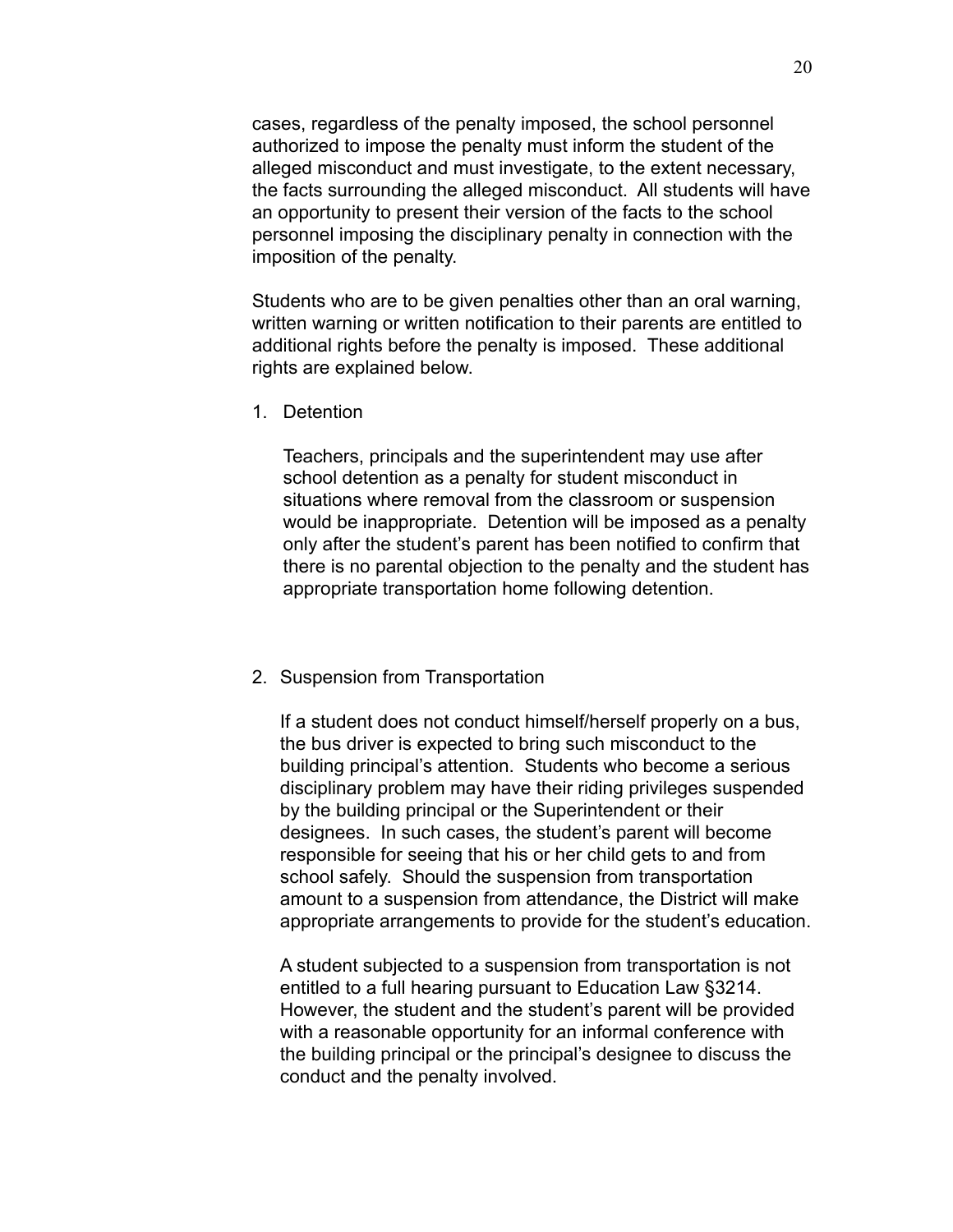cases, regardless of the penalty imposed, the school personnel authorized to impose the penalty must inform the student of the alleged misconduct and must investigate, to the extent necessary, the facts surrounding the alleged misconduct. All students will have an opportunity to present their version of the facts to the school personnel imposing the disciplinary penalty in connection with the imposition of the penalty.

Students who are to be given penalties other than an oral warning, written warning or written notification to their parents are entitled to additional rights before the penalty is imposed. These additional rights are explained below.

1. Detention

   Teachers, principals and the superintendent may use after school detention as a penalty for student misconduct in situations where removal from the classroom or suspension would be inappropriate. Detention will be imposed as a penalty only after the student's parent has been notified to confirm that there is no parental objection to the penalty and the student has appropriate transportation home following detention.

2. Suspension from Transportation

   If a student does not conduct himself/herself properly on a bus, the bus driver is expected to bring such misconduct to the building principal's attention. Students who become a serious disciplinary problem may have their riding privileges suspended by the building principal or the Superintendent or their designees. In such cases, the student's parent will become responsible for seeing that his or her child gets to and from school safely. Should the suspension from transportation amount to a suspension from attendance, the District will make appropriate arrangements to provide for the student's education.

   A student subjected to a suspension from transportation is not entitled to a full hearing pursuant to Education Law §3214. However, the student and the student's parent will be provided with a reasonable opportunity for an informal conference with the building principal or the principal's designee to discuss the conduct and the penalty involved.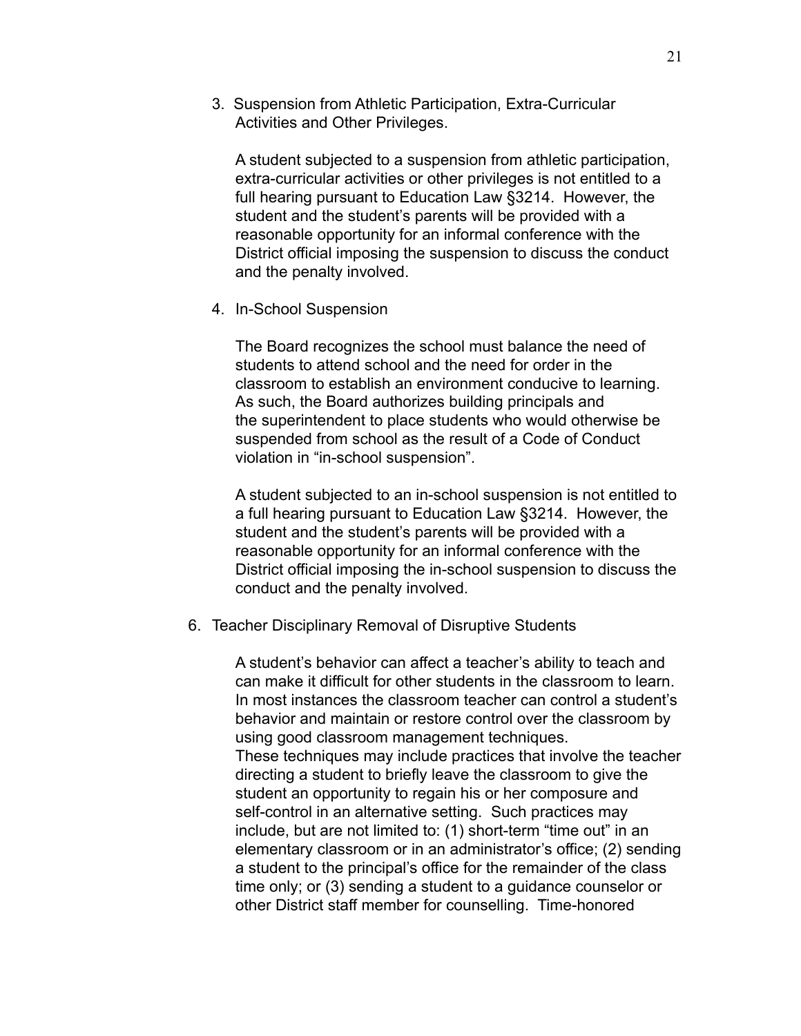3. Suspension from Athletic Participation, Extra-Curricular Activities and Other Privileges.

   A student subjected to a suspension from athletic participation, extra-curricular activities or other privileges is not entitled to a full hearing pursuant to Education Law §3214. However, the student and the student's parents will be provided with a reasonable opportunity for an informal conference with the District official imposing the suspension to discuss the conduct and the penalty involved.

4. In-School Suspension

   The Board recognizes the school must balance the need of students to attend school and the need for order in the classroom to establish an environment conducive to learning. As such, the Board authorizes building principals and the superintendent to place students who would otherwise be suspended from school as the result of a Code of Conduct violation in "in-school suspension".

   A student subjected to an in-school suspension is not entitled to a full hearing pursuant to Education Law §3214. However, the student and the student's parents will be provided with a reasonable opportunity for an informal conference with the District official imposing the in-school suspension to discuss the conduct and the penalty involved.

6. Teacher Disciplinary Removal of Disruptive Students

   A student's behavior can affect a teacher's ability to teach and can make it difficult for other students in the classroom to learn. In most instances the classroom teacher can control a student's behavior and maintain or restore control over the classroom by using good classroom management techniques.
   These techniques may include practices that involve the teacher directing a student to briefly leave the classroom to give the student an opportunity to regain his or her composure and self-control in an alternative setting. Such practices may include, but are not limited to: (1) short-term "time out" in an elementary classroom or in an administrator's office; (2) sending a student to the principal's office for the remainder of the class time only; or (3) sending a student to a guidance counselor or other District staff member for counselling. Time-honored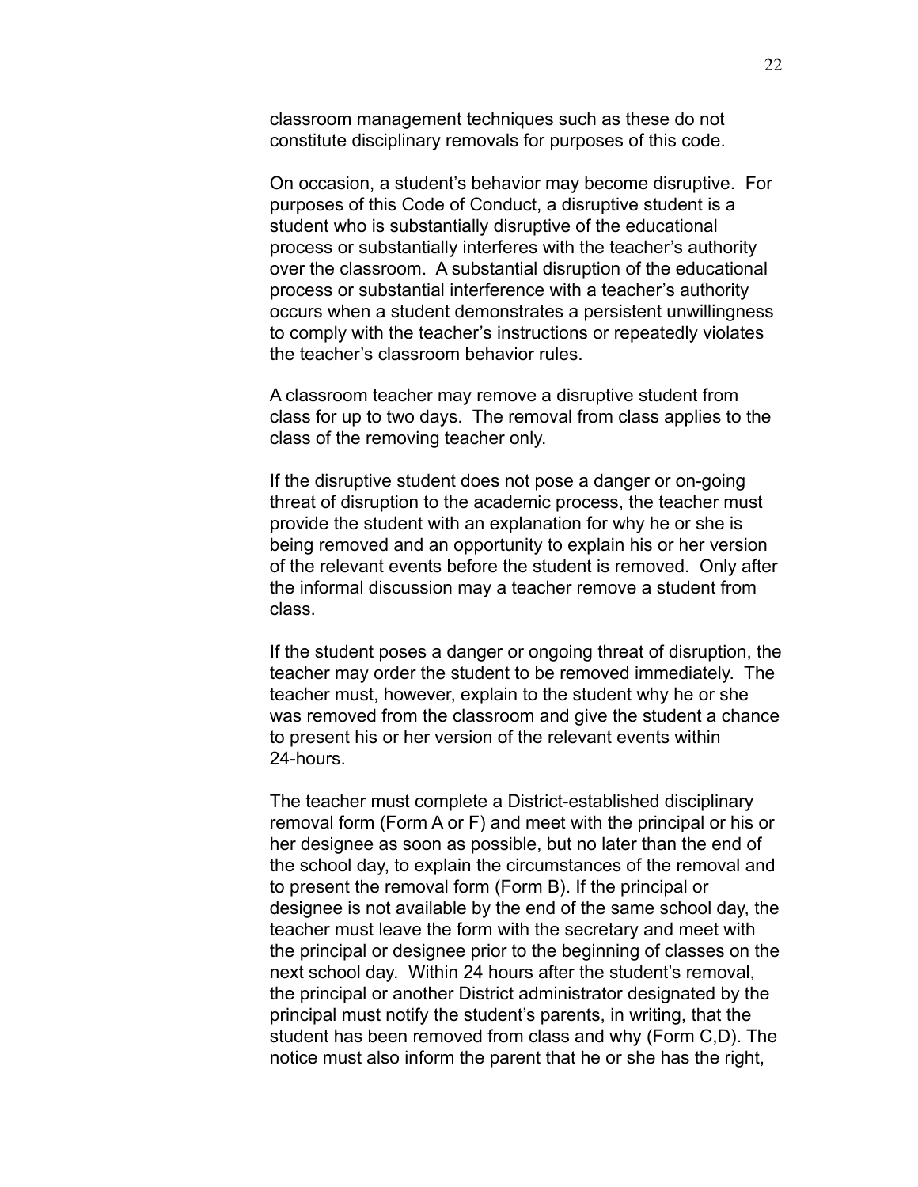classroom management techniques such as these do not constitute disciplinary removals for purposes of this code.

On occasion, a student's behavior may become disruptive. For purposes of this Code of Conduct, a disruptive student is a student who is substantially disruptive of the educational process or substantially interferes with the teacher's authority over the classroom. A substantial disruption of the educational process or substantial interference with a teacher's authority occurs when a student demonstrates a persistent unwillingness to comply with the teacher's instructions or repeatedly violates the teacher's classroom behavior rules.

A classroom teacher may remove a disruptive student from class for up to two days. The removal from class applies to the class of the removing teacher only.

If the disruptive student does not pose a danger or on-going threat of disruption to the academic process, the teacher must provide the student with an explanation for why he or she is being removed and an opportunity to explain his or her version of the relevant events before the student is removed. Only after the informal discussion may a teacher remove a student from class.

If the student poses a danger or ongoing threat of disruption, the teacher may order the student to be removed immediately. The teacher must, however, explain to the student why he or she was removed from the classroom and give the student a chance to present his or her version of the relevant events within 24-hours.

The teacher must complete a District-established disciplinary removal form (Form A or F) and meet with the principal or his or her designee as soon as possible, but no later than the end of the school day, to explain the circumstances of the removal and to present the removal form (Form B). If the principal or designee is not available by the end of the same school day, the teacher must leave the form with the secretary and meet with the principal or designee prior to the beginning of classes on the next school day. Within 24 hours after the student's removal, the principal or another District administrator designated by the principal must notify the student's parents, in writing, that the student has been removed from class and why (Form C,D). The notice must also inform the parent that he or she has the right,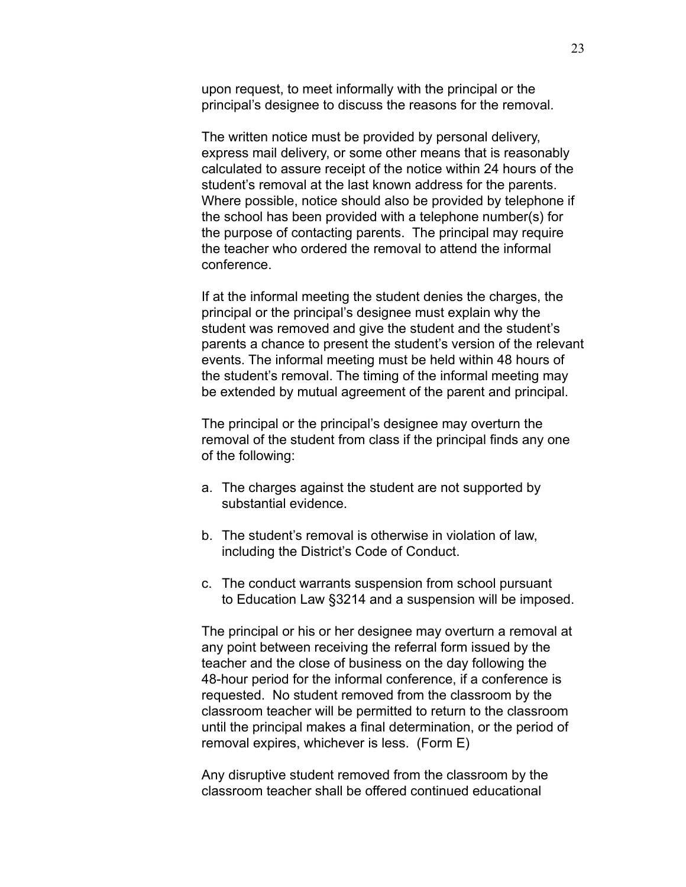upon request, to meet informally with the principal or the principal's designee to discuss the reasons for the removal.

The written notice must be provided by personal delivery, express mail delivery, or some other means that is reasonably calculated to assure receipt of the notice within 24 hours of the student's removal at the last known address for the parents. Where possible, notice should also be provided by telephone if the school has been provided with a telephone number(s) for the purpose of contacting parents. The principal may require the teacher who ordered the removal to attend the informal conference.

If at the informal meeting the student denies the charges, the principal or the principal's designee must explain why the student was removed and give the student and the student's parents a chance to present the student's version of the relevant events. The informal meeting must be held within 48 hours of the student's removal. The timing of the informal meeting may be extended by mutual agreement of the parent and principal.

The principal or the principal's designee may overturn the removal of the student from class if the principal finds any one of the following:

a. The charges against the student are not supported by substantial evidence.

b. The student's removal is otherwise in violation of law, including the District's Code of Conduct.

c. The conduct warrants suspension from school pursuant to Education Law §3214 and a suspension will be imposed.

The principal or his or her designee may overturn a removal at any point between receiving the referral form issued by the teacher and the close of business on the day following the 48-hour period for the informal conference, if a conference is requested. No student removed from the classroom by the classroom teacher will be permitted to return to the classroom until the principal makes a final determination, or the period of removal expires, whichever is less. (Form E)

Any disruptive student removed from the classroom by the classroom teacher shall be offered continued educational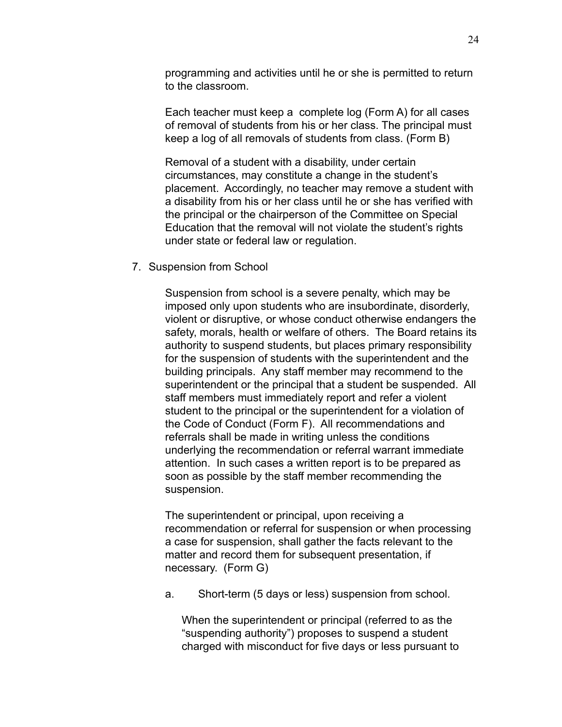programming and activities until he or she is permitted to return to the classroom.

Each teacher must keep a complete log (Form A) for all cases of removal of students from his or her class. The principal must keep a log of all removals of students from class. (Form B)

Removal of a student with a disability, under certain circumstances, may constitute a change in the student's placement. Accordingly, no teacher may remove a student with a disability from his or her class until he or she has verified with the principal or the chairperson of the Committee on Special Education that the removal will not violate the student's rights under state or federal law or regulation.

7. Suspension from School

Suspension from school is a severe penalty, which may be imposed only upon students who are insubordinate, disorderly, violent or disruptive, or whose conduct otherwise endangers the safety, morals, health or welfare of others. The Board retains its authority to suspend students, but places primary responsibility for the suspension of students with the superintendent and the building principals. Any staff member may recommend to the superintendent or the principal that a student be suspended. All staff members must immediately report and refer a violent student to the principal or the superintendent for a violation of the Code of Conduct (Form F). All recommendations and referrals shall be made in writing unless the conditions underlying the recommendation or referral warrant immediate attention. In such cases a written report is to be prepared as soon as possible by the staff member recommending the suspension.

The superintendent or principal, upon receiving a recommendation or referral for suspension or when processing a case for suspension, shall gather the facts relevant to the matter and record them for subsequent presentation, if necessary. (Form G)

a. Short-term (5 days or less) suspension from school.

When the superintendent or principal (referred to as the "suspending authority") proposes to suspend a student charged with misconduct for five days or less pursuant to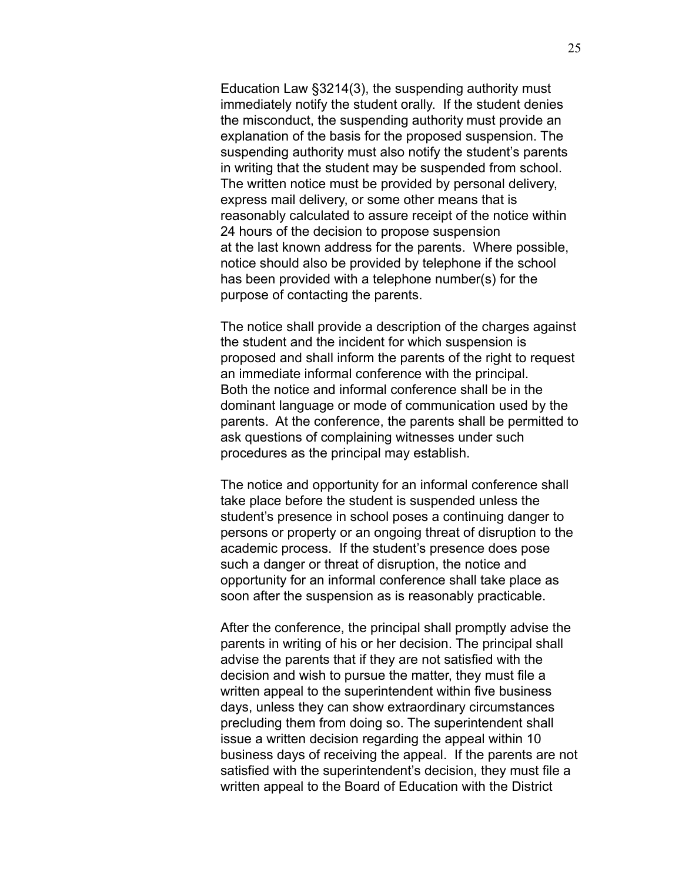Education Law §3214(3), the suspending authority must immediately notify the student orally. If the student denies the misconduct, the suspending authority must provide an explanation of the basis for the proposed suspension. The suspending authority must also notify the student's parents in writing that the student may be suspended from school. The written notice must be provided by personal delivery, express mail delivery, or some other means that is reasonably calculated to assure receipt of the notice within 24 hours of the decision to propose suspension at the last known address for the parents. Where possible, notice should also be provided by telephone if the school has been provided with a telephone number(s) for the purpose of contacting the parents.

The notice shall provide a description of the charges against the student and the incident for which suspension is proposed and shall inform the parents of the right to request an immediate informal conference with the principal. Both the notice and informal conference shall be in the dominant language or mode of communication used by the parents. At the conference, the parents shall be permitted to ask questions of complaining witnesses under such procedures as the principal may establish.

The notice and opportunity for an informal conference shall take place before the student is suspended unless the student's presence in school poses a continuing danger to persons or property or an ongoing threat of disruption to the academic process. If the student's presence does pose such a danger or threat of disruption, the notice and opportunity for an informal conference shall take place as soon after the suspension as is reasonably practicable.

After the conference, the principal shall promptly advise the parents in writing of his or her decision. The principal shall advise the parents that if they are not satisfied with the decision and wish to pursue the matter, they must file a written appeal to the superintendent within five business days, unless they can show extraordinary circumstances precluding them from doing so. The superintendent shall issue a written decision regarding the appeal within 10 business days of receiving the appeal. If the parents are not satisfied with the superintendent's decision, they must file a written appeal to the Board of Education with the District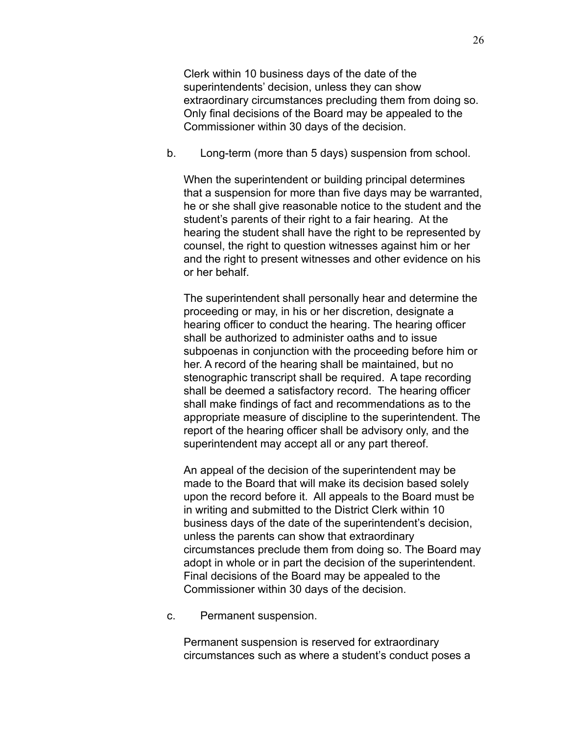Clerk within 10 business days of the date of the superintendents' decision, unless they can show extraordinary circumstances precluding them from doing so. Only final decisions of the Board may be appealed to the Commissioner within 30 days of the decision.

b. Long-term (more than 5 days) suspension from school.

When the superintendent or building principal determines that a suspension for more than five days may be warranted, he or she shall give reasonable notice to the student and the student's parents of their right to a fair hearing. At the hearing the student shall have the right to be represented by counsel, the right to question witnesses against him or her and the right to present witnesses and other evidence on his or her behalf.

The superintendent shall personally hear and determine the proceeding or may, in his or her discretion, designate a hearing officer to conduct the hearing. The hearing officer shall be authorized to administer oaths and to issue subpoenas in conjunction with the proceeding before him or her. A record of the hearing shall be maintained, but no stenographic transcript shall be required. A tape recording shall be deemed a satisfactory record. The hearing officer shall make findings of fact and recommendations as to the appropriate measure of discipline to the superintendent. The report of the hearing officer shall be advisory only, and the superintendent may accept all or any part thereof.

An appeal of the decision of the superintendent may be made to the Board that will make its decision based solely upon the record before it. All appeals to the Board must be in writing and submitted to the District Clerk within 10 business days of the date of the superintendent's decision, unless the parents can show that extraordinary circumstances preclude them from doing so. The Board may adopt in whole or in part the decision of the superintendent. Final decisions of the Board may be appealed to the Commissioner within 30 days of the decision.

c. Permanent suspension.

Permanent suspension is reserved for extraordinary circumstances such as where a student's conduct poses a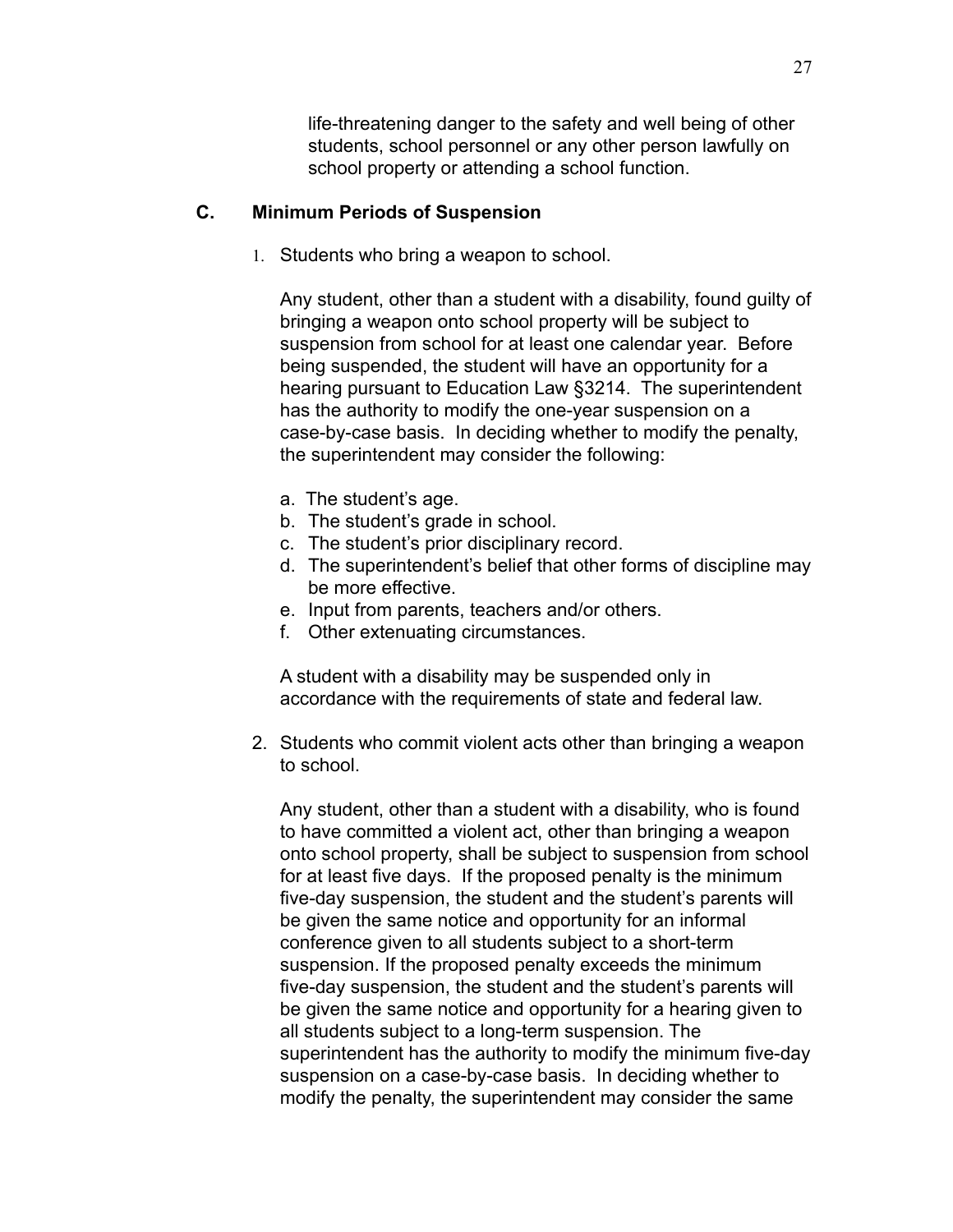life-threatening danger to the safety and well being of other students, school personnel or any other person lawfully on school property or attending a school function.

### C. Minimum Periods of Suspension

1. Students who bring a weapon to school.

   Any student, other than a student with a disability, found guilty of bringing a weapon onto school property will be subject to suspension from school for at least one calendar year. Before being suspended, the student will have an opportunity for a hearing pursuant to Education Law §3214. The superintendent has the authority to modify the one-year suspension on a case-by-case basis. In deciding whether to modify the penalty, the superintendent may consider the following:

   a. The student's age.
   b. The student's grade in school.
   c. The student's prior disciplinary record.
   d. The superintendent's belief that other forms of discipline may be more effective.
   e. Input from parents, teachers and/or others.
   f. Other extenuating circumstances.

   A student with a disability may be suspended only in accordance with the requirements of state and federal law.

2. Students who commit violent acts other than bringing a weapon to school.

   Any student, other than a student with a disability, who is found to have committed a violent act, other than bringing a weapon onto school property, shall be subject to suspension from school for at least five days. If the proposed penalty is the minimum five-day suspension, the student and the student's parents will be given the same notice and opportunity for an informal conference given to all students subject to a short-term suspension. If the proposed penalty exceeds the minimum five-day suspension, the student and the student's parents will be given the same notice and opportunity for a hearing given to all students subject to a long-term suspension. The superintendent has the authority to modify the minimum five-day suspension on a case-by-case basis. In deciding whether to modify the penalty, the superintendent may consider the same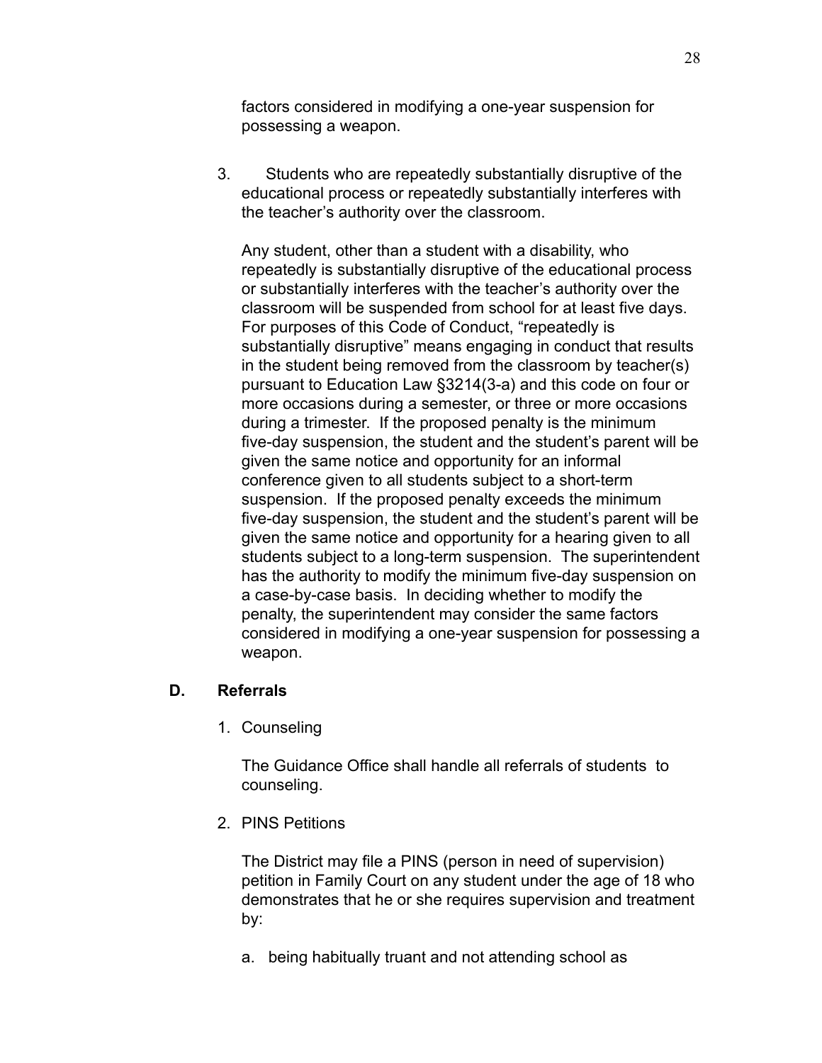factors considered in modifying a one-year suspension for possessing a weapon.

3. Students who are repeatedly substantially disruptive of the educational process or repeatedly substantially interferes with the teacher's authority over the classroom.

   Any student, other than a student with a disability, who repeatedly is substantially disruptive of the educational process or substantially interferes with the teacher's authority over the classroom will be suspended from school for at least five days. For purposes of this Code of Conduct, "repeatedly is substantially disruptive" means engaging in conduct that results in the student being removed from the classroom by teacher(s) pursuant to Education Law §3214(3-a) and this code on four or more occasions during a semester, or three or more occasions during a trimester. If the proposed penalty is the minimum five-day suspension, the student and the student's parent will be given the same notice and opportunity for an informal conference given to all students subject to a short-term suspension. If the proposed penalty exceeds the minimum five-day suspension, the student and the student's parent will be given the same notice and opportunity for a hearing given to all students subject to a long-term suspension. The superintendent has the authority to modify the minimum five-day suspension on a case-by-case basis. In deciding whether to modify the penalty, the superintendent may consider the same factors considered in modifying a one-year suspension for possessing a weapon.

### D. Referrals

1. Counseling

   The Guidance Office shall handle all referrals of students to counseling.

2. PINS Petitions

   The District may file a PINS (person in need of supervision) petition in Family Court on any student under the age of 18 who demonstrates that he or she requires supervision and treatment by:

   a. being habitually truant and not attending school as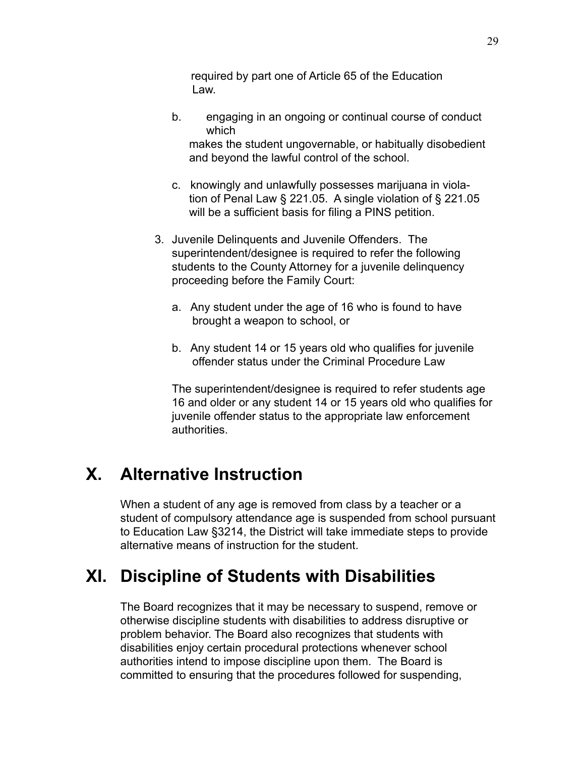required by part one of Article 65 of the Education Law.

b. engaging in an ongoing or continual course of conduct which makes the student ungovernable, or habitually disobedient and beyond the lawful control of the school.

c. knowingly and unlawfully possesses marijuana in violation of Penal Law § 221.05. A single violation of § 221.05 will be a sufficient basis for filing a PINS petition.

3. Juvenile Delinquents and Juvenile Offenders. The superintendent/designee is required to refer the following students to the County Attorney for a juvenile delinquency proceeding before the Family Court:

   a. Any student under the age of 16 who is found to have brought a weapon to school, or

   b. Any student 14 or 15 years old who qualifies for juvenile offender status under the Criminal Procedure Law

   The superintendent/designee is required to refer students age 16 and older or any student 14 or 15 years old who qualifies for juvenile offender status to the appropriate law enforcement authorities.

# X. Alternative Instruction

When a student of any age is removed from class by a teacher or a student of compulsory attendance age is suspended from school pursuant to Education Law §3214, the District will take immediate steps to provide alternative means of instruction for the student.

# XI. Discipline of Students with Disabilities

The Board recognizes that it may be necessary to suspend, remove or otherwise discipline students with disabilities to address disruptive or problem behavior. The Board also recognizes that students with disabilities enjoy certain procedural protections whenever school authorities intend to impose discipline upon them. The Board is committed to ensuring that the procedures followed for suspending,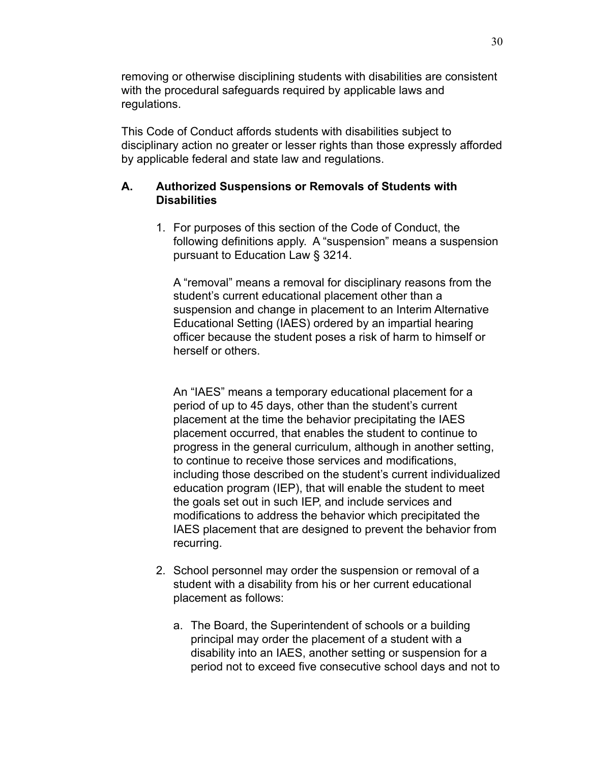removing or otherwise disciplining students with disabilities are consistent with the procedural safeguards required by applicable laws and regulations.

This Code of Conduct affords students with disabilities subject to disciplinary action no greater or lesser rights than those expressly afforded by applicable federal and state law and regulations.

## A. Authorized Suspensions or Removals of Students with Disabilities

1. For purposes of this section of the Code of Conduct, the following definitions apply. A "suspension" means a suspension pursuant to Education Law § 3214.

   A "removal" means a removal for disciplinary reasons from the student's current educational placement other than a suspension and change in placement to an Interim Alternative Educational Setting (IAES) ordered by an impartial hearing officer because the student poses a risk of harm to himself or herself or others.

   An "IAES" means a temporary educational placement for a period of up to 45 days, other than the student's current placement at the time the behavior precipitating the IAES placement occurred, that enables the student to continue to progress in the general curriculum, although in another setting, to continue to receive those services and modifications, including those described on the student's current individualized education program (IEP), that will enable the student to meet the goals set out in such IEP, and include services and modifications to address the behavior which precipitated the IAES placement that are designed to prevent the behavior from recurring.

2. School personnel may order the suspension or removal of a student with a disability from his or her current educational placement as follows:

   a. The Board, the Superintendent of schools or a building principal may order the placement of a student with a disability into an IAES, another setting or suspension for a period not to exceed five consecutive school days and not to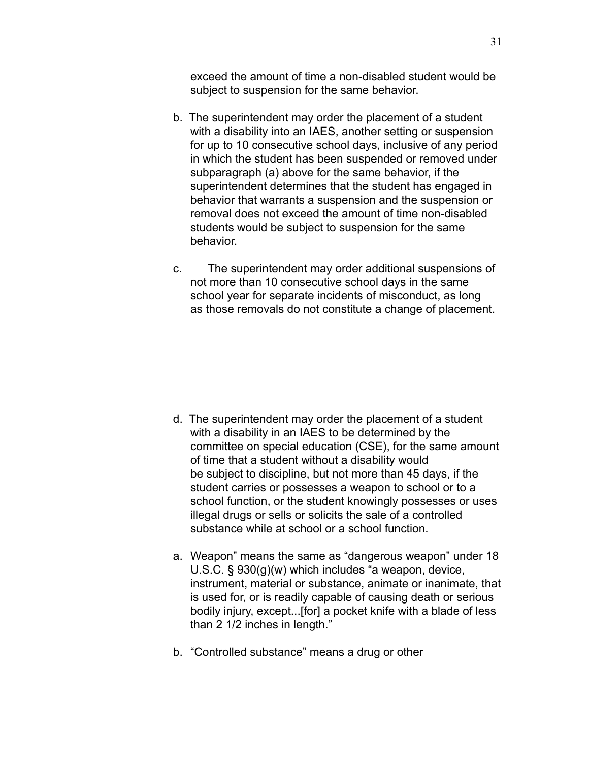exceed the amount of time a non-disabled student would be subject to suspension for the same behavior.

b. The superintendent may order the placement of a student with a disability into an IAES, another setting or suspension for up to 10 consecutive school days, inclusive of any period in which the student has been suspended or removed under subparagraph (a) above for the same behavior, if the superintendent determines that the student has engaged in behavior that warrants a suspension and the suspension or removal does not exceed the amount of time non-disabled students would be subject to suspension for the same behavior.

c. The superintendent may order additional suspensions of not more than 10 consecutive school days in the same school year for separate incidents of misconduct, as long as those removals do not constitute a change of placement.

d. The superintendent may order the placement of a student with a disability in an IAES to be determined by the committee on special education (CSE), for the same amount of time that a student without a disability would be subject to discipline, but not more than 45 days, if the student carries or possesses a weapon to school or to a school function, or the student knowingly possesses or uses illegal drugs or sells or solicits the sale of a controlled substance while at school or a school function.

a. Weapon" means the same as "dangerous weapon" under 18 U.S.C. § 930(g)(w) which includes "a weapon, device, instrument, material or substance, animate or inanimate, that is used for, or is readily capable of causing death or serious bodily injury, except...[for] a pocket knife with a blade of less than 2 1/2 inches in length."

b. "Controlled substance" means a drug or other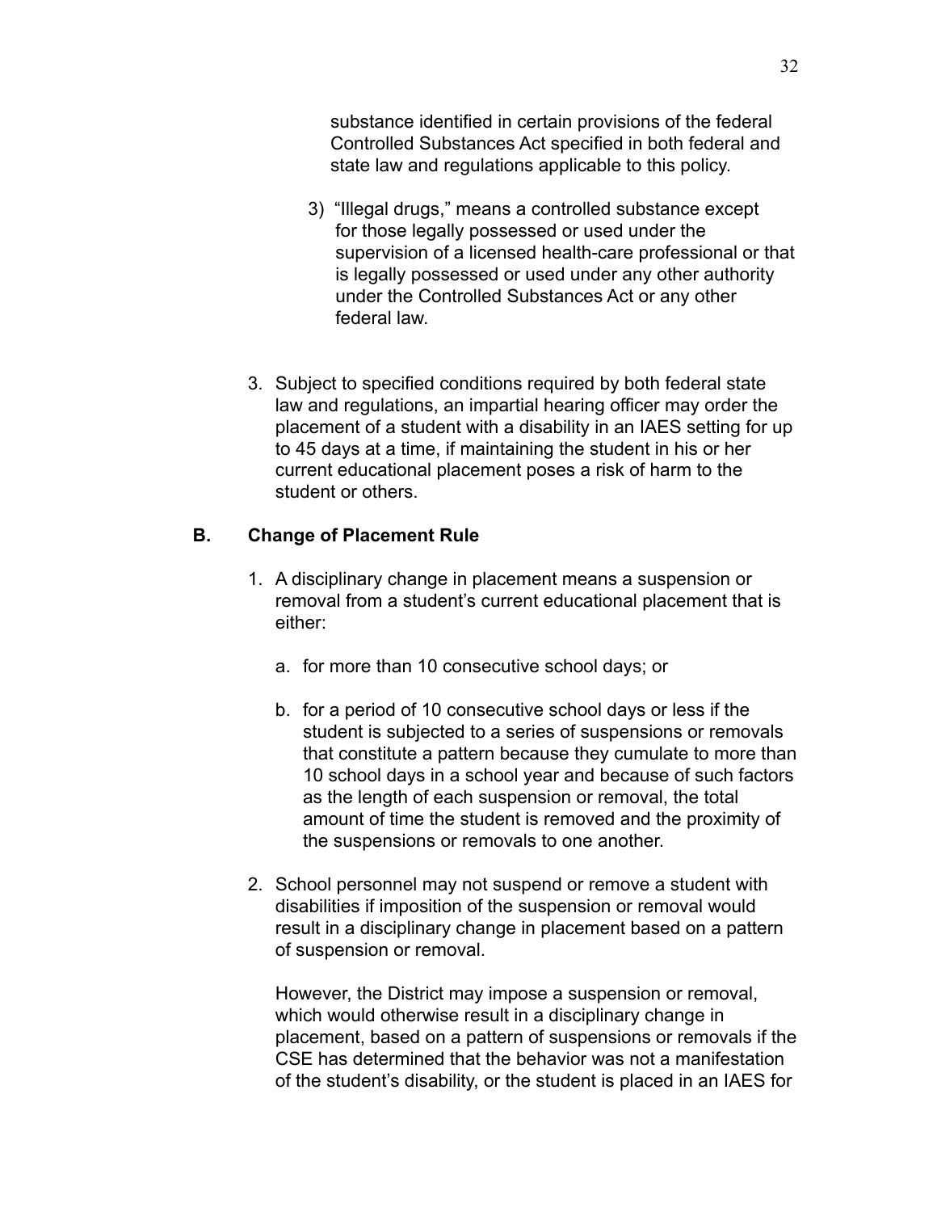substance identified in certain provisions of the federal Controlled Substances Act specified in both federal and state law and regulations applicable to this policy.

3) "Illegal drugs," means a controlled substance except for those legally possessed or used under the supervision of a licensed health-care professional or that is legally possessed or used under any other authority under the Controlled Substances Act or any other federal law.

3. Subject to specified conditions required by both federal state law and regulations, an impartial hearing officer may order the placement of a student with a disability in an IAES setting for up to 45 days at a time, if maintaining the student in his or her current educational placement poses a risk of harm to the student or others.

**B. Change of Placement Rule**

1. A disciplinary change in placement means a suspension or removal from a student's current educational placement that is either:

   a. for more than 10 consecutive school days; or

   b. for a period of 10 consecutive school days or less if the student is subjected to a series of suspensions or removals that constitute a pattern because they cumulate to more than 10 school days in a school year and because of such factors as the length of each suspension or removal, the total amount of time the student is removed and the proximity of the suspensions or removals to one another.

2. School personnel may not suspend or remove a student with disabilities if imposition of the suspension or removal would result in a disciplinary change in placement based on a pattern of suspension or removal.

   However, the District may impose a suspension or removal, which would otherwise result in a disciplinary change in placement, based on a pattern of suspensions or removals if the CSE has determined that the behavior was not a manifestation of the student's disability, or the student is placed in an IAES for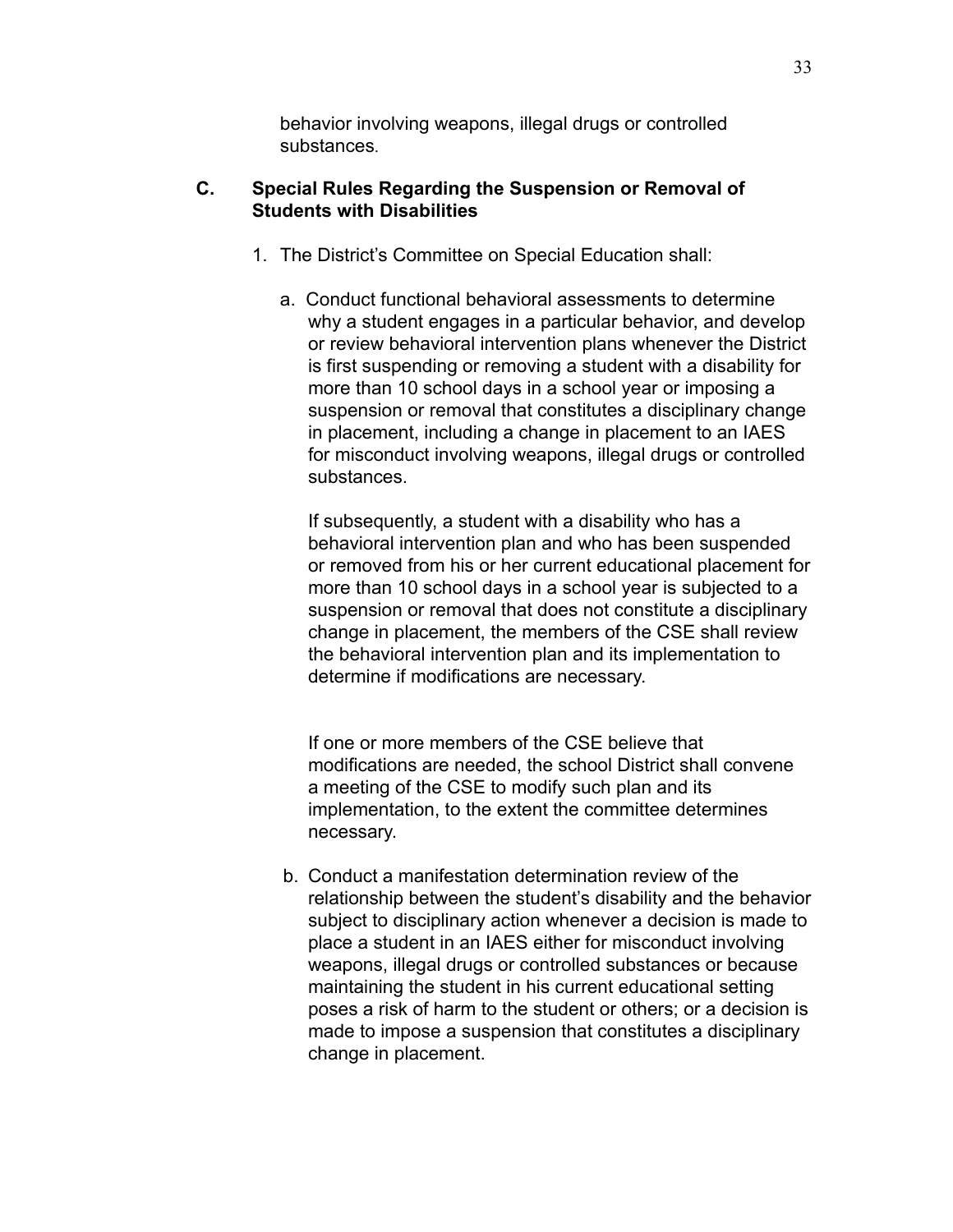behavior involving weapons, illegal drugs or controlled substances.

### C. Special Rules Regarding the Suspension or Removal of Students with Disabilities

1. The District's Committee on Special Education shall:

   a. Conduct functional behavioral assessments to determine why a student engages in a particular behavior, and develop or review behavioral intervention plans whenever the District is first suspending or removing a student with a disability for more than 10 school days in a school year or imposing a suspension or removal that constitutes a disciplinary change in placement, including a change in placement to an IAES for misconduct involving weapons, illegal drugs or controlled substances.

      If subsequently, a student with a disability who has a behavioral intervention plan and who has been suspended or removed from his or her current educational placement for more than 10 school days in a school year is subjected to a suspension or removal that does not constitute a disciplinary change in placement, the members of the CSE shall review the behavioral intervention plan and its implementation to determine if modifications are necessary.

      If one or more members of the CSE believe that modifications are needed, the school District shall convene a meeting of the CSE to modify such plan and its implementation, to the extent the committee determines necessary.

   b. Conduct a manifestation determination review of the relationship between the student's disability and the behavior subject to disciplinary action whenever a decision is made to place a student in an IAES either for misconduct involving weapons, illegal drugs or controlled substances or because maintaining the student in his current educational setting poses a risk of harm to the student or others; or a decision is made to impose a suspension that constitutes a disciplinary change in placement.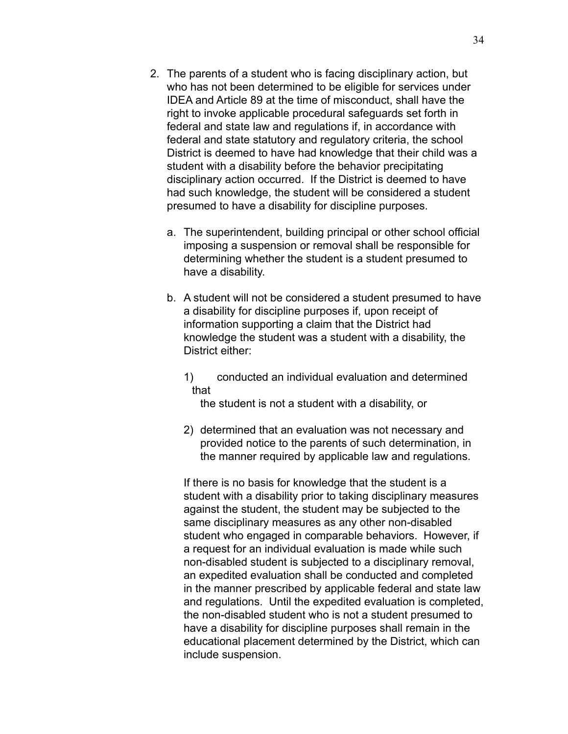2. The parents of a student who is facing disciplinary action, but who has not been determined to be eligible for services under IDEA and Article 89 at the time of misconduct, shall have the right to invoke applicable procedural safeguards set forth in federal and state law and regulations if, in accordance with federal and state statutory and regulatory criteria, the school District is deemed to have had knowledge that their child was a student with a disability before the behavior precipitating disciplinary action occurred. If the District is deemed to have had such knowledge, the student will be considered a student presumed to have a disability for discipline purposes.

   a. The superintendent, building principal or other school official imposing a suspension or removal shall be responsible for determining whether the student is a student presumed to have a disability.

   b. A student will not be considered a student presumed to have a disability for discipline purposes if, upon receipt of information supporting a claim that the District had knowledge the student was a student with a disability, the District either:

      1) conducted an individual evaluation and determined that the student is not a student with a disability, or

      2) determined that an evaluation was not necessary and provided notice to the parents of such determination, in the manner required by applicable law and regulations.

   If there is no basis for knowledge that the student is a student with a disability prior to taking disciplinary measures against the student, the student may be subjected to the same disciplinary measures as any other non-disabled student who engaged in comparable behaviors. However, if a request for an individual evaluation is made while such non-disabled student is subjected to a disciplinary removal, an expedited evaluation shall be conducted and completed in the manner prescribed by applicable federal and state law and regulations. Until the expedited evaluation is completed, the non-disabled student who is not a student presumed to have a disability for discipline purposes shall remain in the educational placement determined by the District, which can include suspension.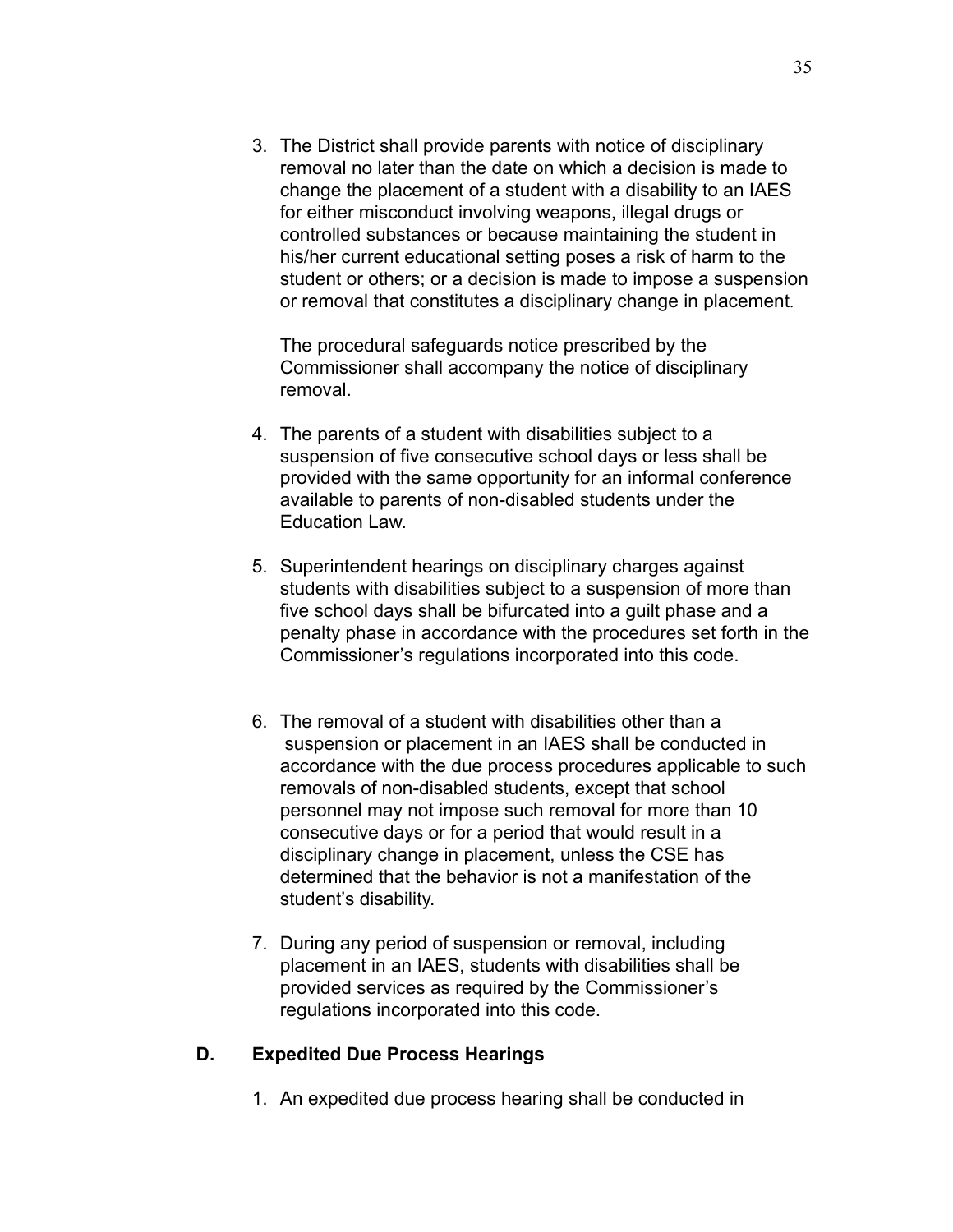3. The District shall provide parents with notice of disciplinary removal no later than the date on which a decision is made to change the placement of a student with a disability to an IAES for either misconduct involving weapons, illegal drugs or controlled substances or because maintaining the student in his/her current educational setting poses a risk of harm to the student or others; or a decision is made to impose a suspension or removal that constitutes a disciplinary change in placement.

   The procedural safeguards notice prescribed by the Commissioner shall accompany the notice of disciplinary removal.

4. The parents of a student with disabilities subject to a suspension of five consecutive school days or less shall be provided with the same opportunity for an informal conference available to parents of non-disabled students under the Education Law.

5. Superintendent hearings on disciplinary charges against students with disabilities subject to a suspension of more than five school days shall be bifurcated into a guilt phase and a penalty phase in accordance with the procedures set forth in the Commissioner's regulations incorporated into this code.

6. The removal of a student with disabilities other than a suspension or placement in an IAES shall be conducted in accordance with the due process procedures applicable to such removals of non-disabled students, except that school personnel may not impose such removal for more than 10 consecutive days or for a period that would result in a disciplinary change in placement, unless the CSE has determined that the behavior is not a manifestation of the student's disability.

7. During any period of suspension or removal, including placement in an IAES, students with disabilities shall be provided services as required by the Commissioner's regulations incorporated into this code.

### D. Expedited Due Process Hearings

1. An expedited due process hearing shall be conducted in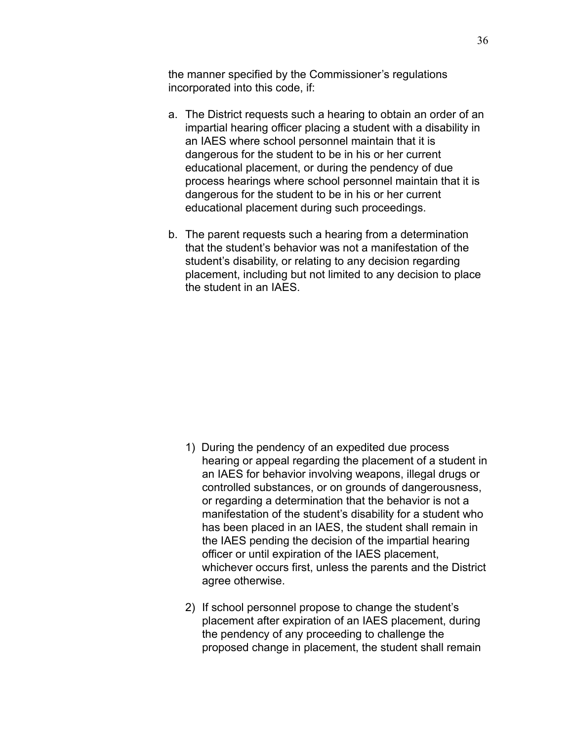the manner specified by the Commissioner's regulations incorporated into this code, if:

a. The District requests such a hearing to obtain an order of an impartial hearing officer placing a student with a disability in an IAES where school personnel maintain that it is dangerous for the student to be in his or her current educational placement, or during the pendency of due process hearings where school personnel maintain that it is dangerous for the student to be in his or her current educational placement during such proceedings.

b. The parent requests such a hearing from a determination that the student's behavior was not a manifestation of the student's disability, or relating to any decision regarding placement, including but not limited to any decision to place the student in an IAES.

1) During the pendency of an expedited due process hearing or appeal regarding the placement of a student in an IAES for behavior involving weapons, illegal drugs or controlled substances, or on grounds of dangerousness, or regarding a determination that the behavior is not a manifestation of the student's disability for a student who has been placed in an IAES, the student shall remain in the IAES pending the decision of the impartial hearing officer or until expiration of the IAES placement, whichever occurs first, unless the parents and the District agree otherwise.

2) If school personnel propose to change the student's placement after expiration of an IAES placement, during the pendency of any proceeding to challenge the proposed change in placement, the student shall remain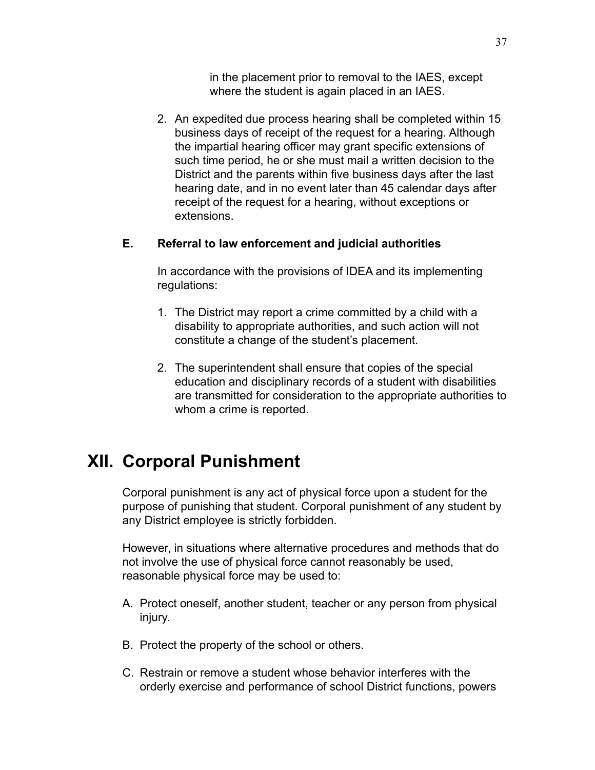in the placement prior to removal to the IAES, except where the student is again placed in an IAES.

2. An expedited due process hearing shall be completed within 15 business days of receipt of the request for a hearing. Although the impartial hearing officer may grant specific extensions of such time period, he or she must mail a written decision to the District and the parents within five business days after the last hearing date, and in no event later than 45 calendar days after receipt of the request for a hearing, without exceptions or extensions.

### E. Referral to law enforcement and judicial authorities

In accordance with the provisions of IDEA and its implementing regulations:

1. The District may report a crime committed by a child with a disability to appropriate authorities, and such action will not constitute a change of the student's placement.

2. The superintendent shall ensure that copies of the special education and disciplinary records of a student with disabilities are transmitted for consideration to the appropriate authorities to whom a crime is reported.

# XII. Corporal Punishment

Corporal punishment is any act of physical force upon a student for the purpose of punishing that student. Corporal punishment of any student by any District employee is strictly forbidden.

However, in situations where alternative procedures and methods that do not involve the use of physical force cannot reasonably be used, reasonable physical force may be used to:

A. Protect oneself, another student, teacher or any person from physical injury.

B. Protect the property of the school or others.

C. Restrain or remove a student whose behavior interferes with the orderly exercise and performance of school District functions, powers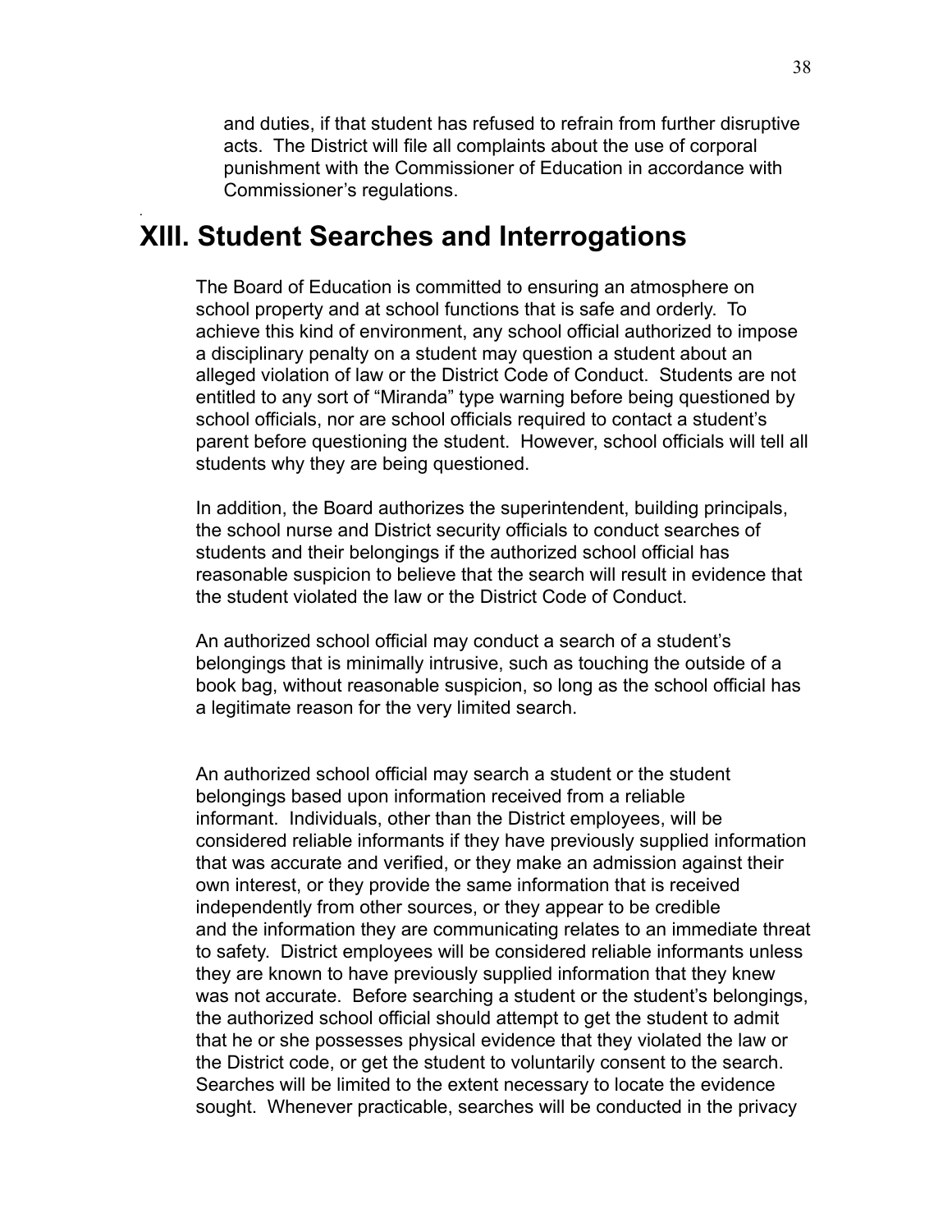and duties, if that student has refused to refrain from further disruptive acts. The District will file all complaints about the use of corporal punishment with the Commissioner of Education in accordance with Commissioner's regulations.

# XIII. Student Searches and Interrogations

The Board of Education is committed to ensuring an atmosphere on school property and at school functions that is safe and orderly. To achieve this kind of environment, any school official authorized to impose a disciplinary penalty on a student may question a student about an alleged violation of law or the District Code of Conduct. Students are not entitled to any sort of "Miranda" type warning before being questioned by school officials, nor are school officials required to contact a student's parent before questioning the student. However, school officials will tell all students why they are being questioned.

In addition, the Board authorizes the superintendent, building principals, the school nurse and District security officials to conduct searches of students and their belongings if the authorized school official has reasonable suspicion to believe that the search will result in evidence that the student violated the law or the District Code of Conduct.

An authorized school official may conduct a search of a student's belongings that is minimally intrusive, such as touching the outside of a book bag, without reasonable suspicion, so long as the school official has a legitimate reason for the very limited search.

An authorized school official may search a student or the student belongings based upon information received from a reliable informant. Individuals, other than the District employees, will be considered reliable informants if they have previously supplied information that was accurate and verified, or they make an admission against their own interest, or they provide the same information that is received independently from other sources, or they appear to be credible and the information they are communicating relates to an immediate threat to safety. District employees will be considered reliable informants unless they are known to have previously supplied information that they knew was not accurate. Before searching a student or the student's belongings, the authorized school official should attempt to get the student to admit that he or she possesses physical evidence that they violated the law or the District code, or get the student to voluntarily consent to the search. Searches will be limited to the extent necessary to locate the evidence sought. Whenever practicable, searches will be conducted in the privacy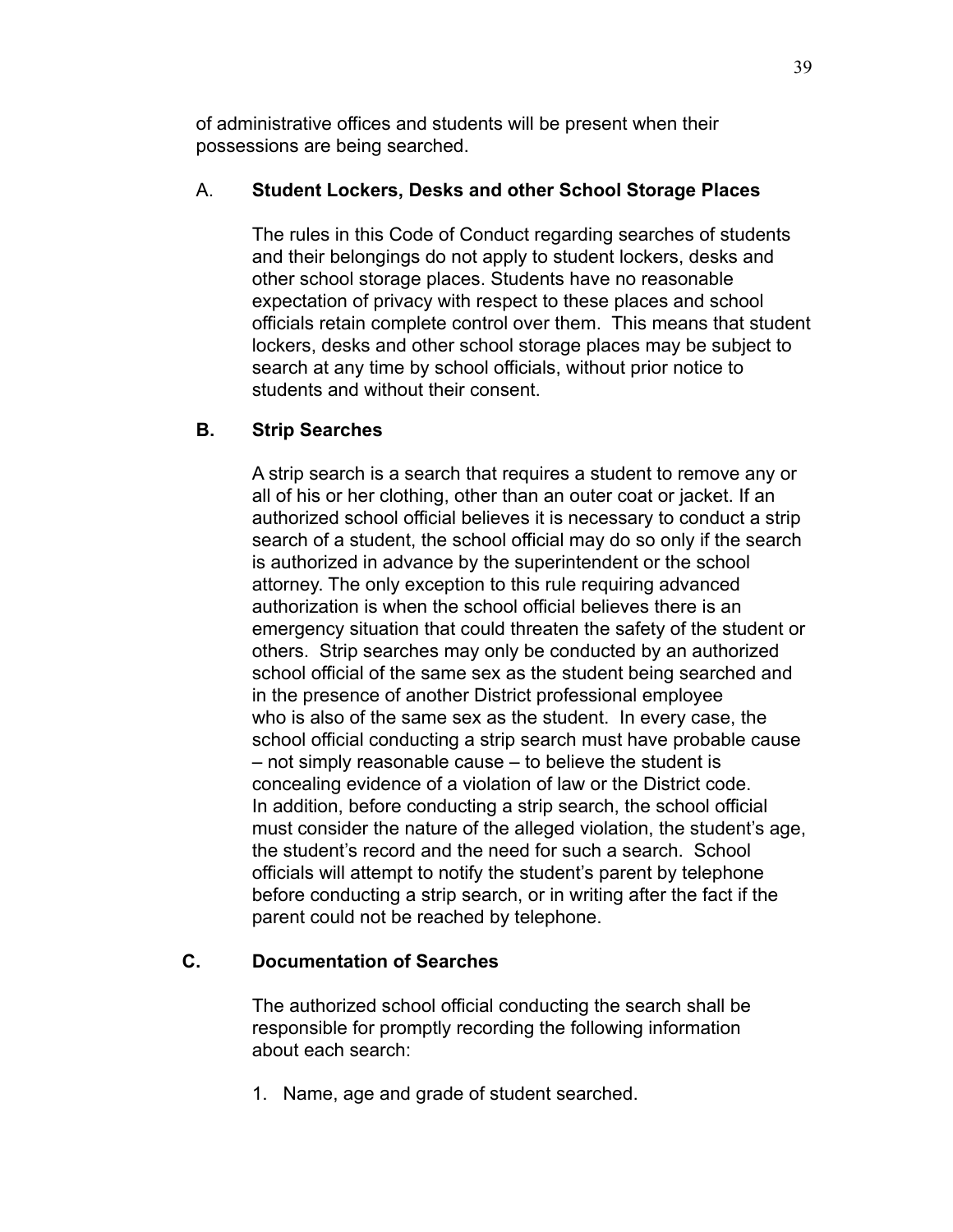of administrative offices and students will be present when their possessions are being searched.

### A. Student Lockers, Desks and other School Storage Places

The rules in this Code of Conduct regarding searches of students and their belongings do not apply to student lockers, desks and other school storage places. Students have no reasonable expectation of privacy with respect to these places and school officials retain complete control over them. This means that student lockers, desks and other school storage places may be subject to search at any time by school officials, without prior notice to students and without their consent.

### B. Strip Searches

A strip search is a search that requires a student to remove any or all of his or her clothing, other than an outer coat or jacket. If an authorized school official believes it is necessary to conduct a strip search of a student, the school official may do so only if the search is authorized in advance by the superintendent or the school attorney. The only exception to this rule requiring advanced authorization is when the school official believes there is an emergency situation that could threaten the safety of the student or others. Strip searches may only be conducted by an authorized school official of the same sex as the student being searched and in the presence of another District professional employee who is also of the same sex as the student. In every case, the school official conducting a strip search must have probable cause – not simply reasonable cause – to believe the student is concealing evidence of a violation of law or the District code. In addition, before conducting a strip search, the school official must consider the nature of the alleged violation, the student's age, the student's record and the need for such a search. School officials will attempt to notify the student's parent by telephone before conducting a strip search, or in writing after the fact if the parent could not be reached by telephone.

### C. Documentation of Searches

The authorized school official conducting the search shall be responsible for promptly recording the following information about each search:

1. Name, age and grade of student searched.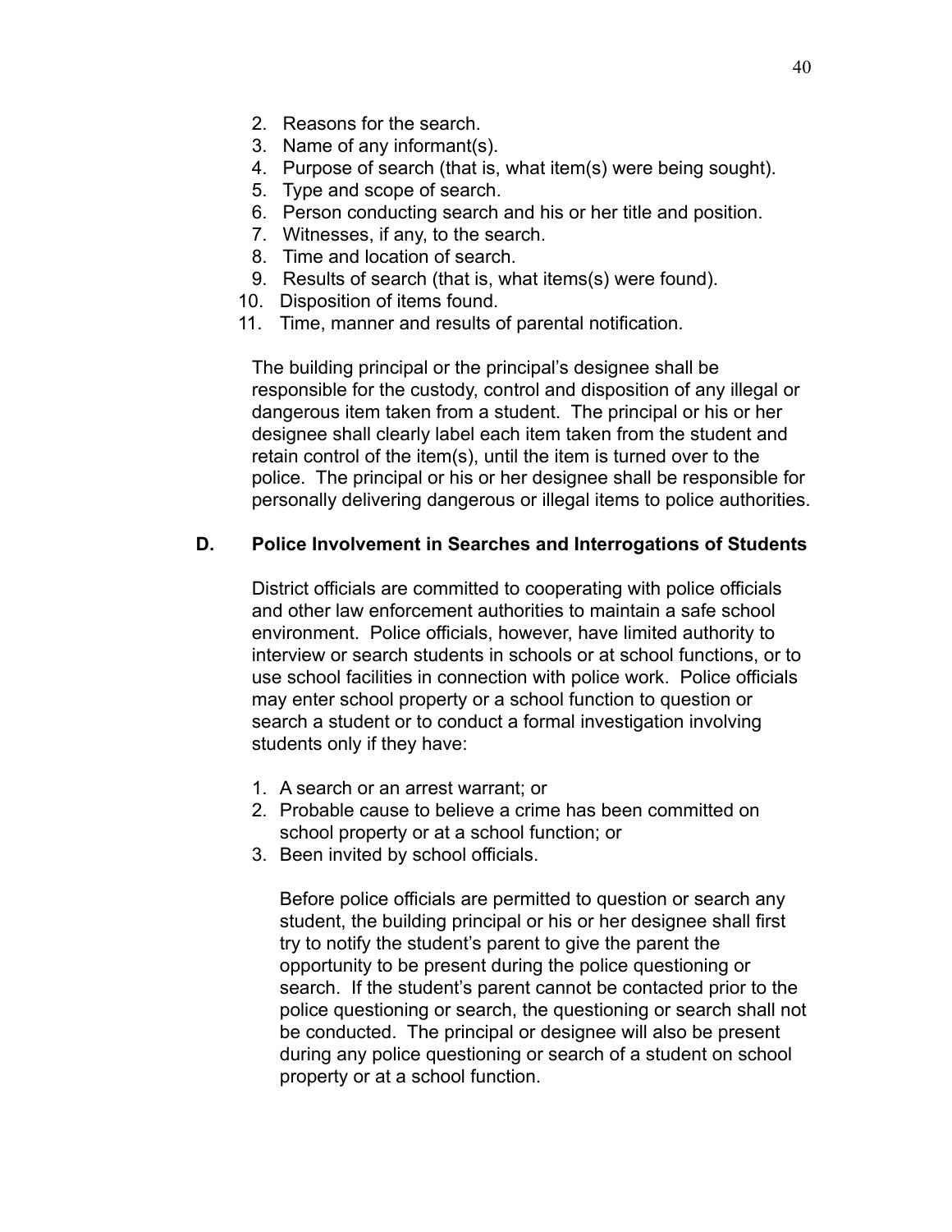2. Reasons for the search.
3. Name of any informant(s).
4. Purpose of search (that is, what item(s) were being sought).
5. Type and scope of search.
6. Person conducting search and his or her title and position.
7. Witnesses, if any, to the search.
8. Time and location of search.
9. Results of search (that is, what items(s) were found).
10. Disposition of items found.
11. Time, manner and results of parental notification.

The building principal or the principal's designee shall be responsible for the custody, control and disposition of any illegal or dangerous item taken from a student. The principal or his or her designee shall clearly label each item taken from the student and retain control of the item(s), until the item is turned over to the police. The principal or his or her designee shall be responsible for personally delivering dangerous or illegal items to police authorities.

**D. Police Involvement in Searches and Interrogations of Students**

District officials are committed to cooperating with police officials and other law enforcement authorities to maintain a safe school environment. Police officials, however, have limited authority to interview or search students in schools or at school functions, or to use school facilities in connection with police work. Police officials may enter school property or a school function to question or search a student or to conduct a formal investigation involving students only if they have:

1. A search or an arrest warrant; or
2. Probable cause to believe a crime has been committed on school property or at a school function; or
3. Been invited by school officials.

Before police officials are permitted to question or search any student, the building principal or his or her designee shall first try to notify the student's parent to give the parent the opportunity to be present during the police questioning or search. If the student's parent cannot be contacted prior to the police questioning or search, the questioning or search shall not be conducted. The principal or designee will also be present during any police questioning or search of a student on school property or at a school function.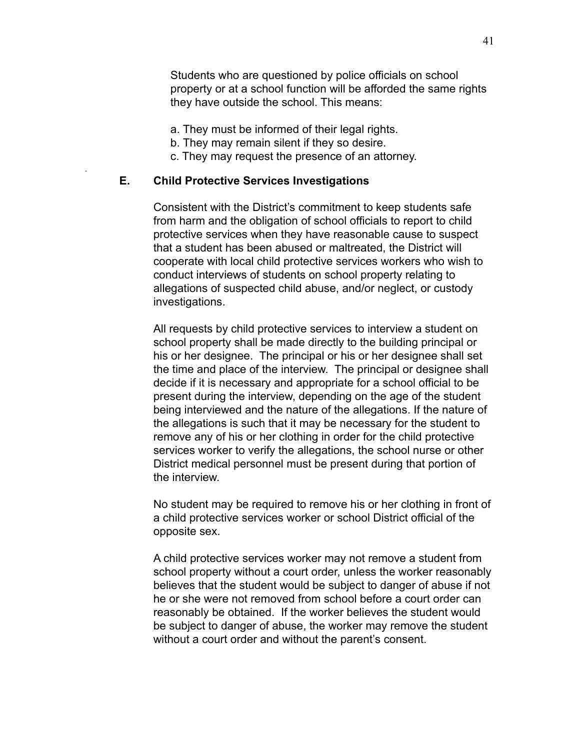Students who are questioned by police officials on school property or at a school function will be afforded the same rights they have outside the school. This means:

a. They must be informed of their legal rights.
b. They may remain silent if they so desire.
c. They may request the presence of an attorney.

### E. Child Protective Services Investigations

Consistent with the District's commitment to keep students safe from harm and the obligation of school officials to report to child protective services when they have reasonable cause to suspect that a student has been abused or maltreated, the District will cooperate with local child protective services workers who wish to conduct interviews of students on school property relating to allegations of suspected child abuse, and/or neglect, or custody investigations.

All requests by child protective services to interview a student on school property shall be made directly to the building principal or his or her designee. The principal or his or her designee shall set the time and place of the interview. The principal or designee shall decide if it is necessary and appropriate for a school official to be present during the interview, depending on the age of the student being interviewed and the nature of the allegations. If the nature of the allegations is such that it may be necessary for the student to remove any of his or her clothing in order for the child protective services worker to verify the allegations, the school nurse or other District medical personnel must be present during that portion of the interview.

No student may be required to remove his or her clothing in front of a child protective services worker or school District official of the opposite sex.

A child protective services worker may not remove a student from school property without a court order, unless the worker reasonably believes that the student would be subject to danger of abuse if not he or she were not removed from school before a court order can reasonably be obtained. If the worker believes the student would be subject to danger of abuse, the worker may remove the student without a court order and without the parent's consent.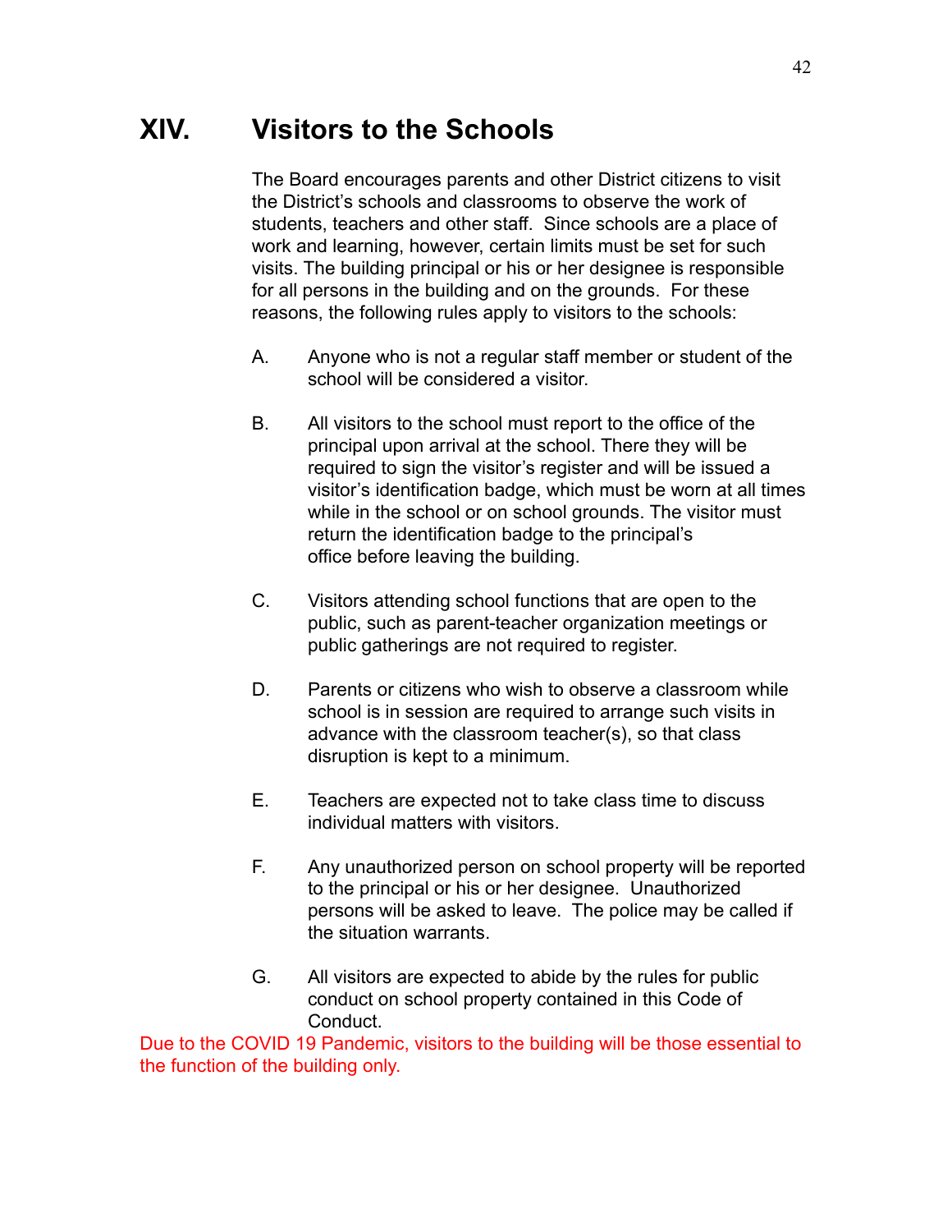# XIV. Visitors to the Schools

The Board encourages parents and other District citizens to visit the District's schools and classrooms to observe the work of students, teachers and other staff. Since schools are a place of work and learning, however, certain limits must be set for such visits. The building principal or his or her designee is responsible for all persons in the building and on the grounds. For these reasons, the following rules apply to visitors to the schools:

A. Anyone who is not a regular staff member or student of the school will be considered a visitor.

B. All visitors to the school must report to the office of the principal upon arrival at the school. There they will be required to sign the visitor's register and will be issued a visitor's identification badge, which must be worn at all times while in the school or on school grounds. The visitor must return the identification badge to the principal's office before leaving the building.

C. Visitors attending school functions that are open to the public, such as parent-teacher organization meetings or public gatherings are not required to register.

D. Parents or citizens who wish to observe a classroom while school is in session are required to arrange such visits in advance with the classroom teacher(s), so that class disruption is kept to a minimum.

E. Teachers are expected not to take class time to discuss individual matters with visitors.

F. Any unauthorized person on school property will be reported to the principal or his or her designee. Unauthorized persons will be asked to leave. The police may be called if the situation warrants.

G. All visitors are expected to abide by the rules for public conduct on school property contained in this Code of Conduct.

Due to the COVID 19 Pandemic, visitors to the building will be those essential to the function of the building only.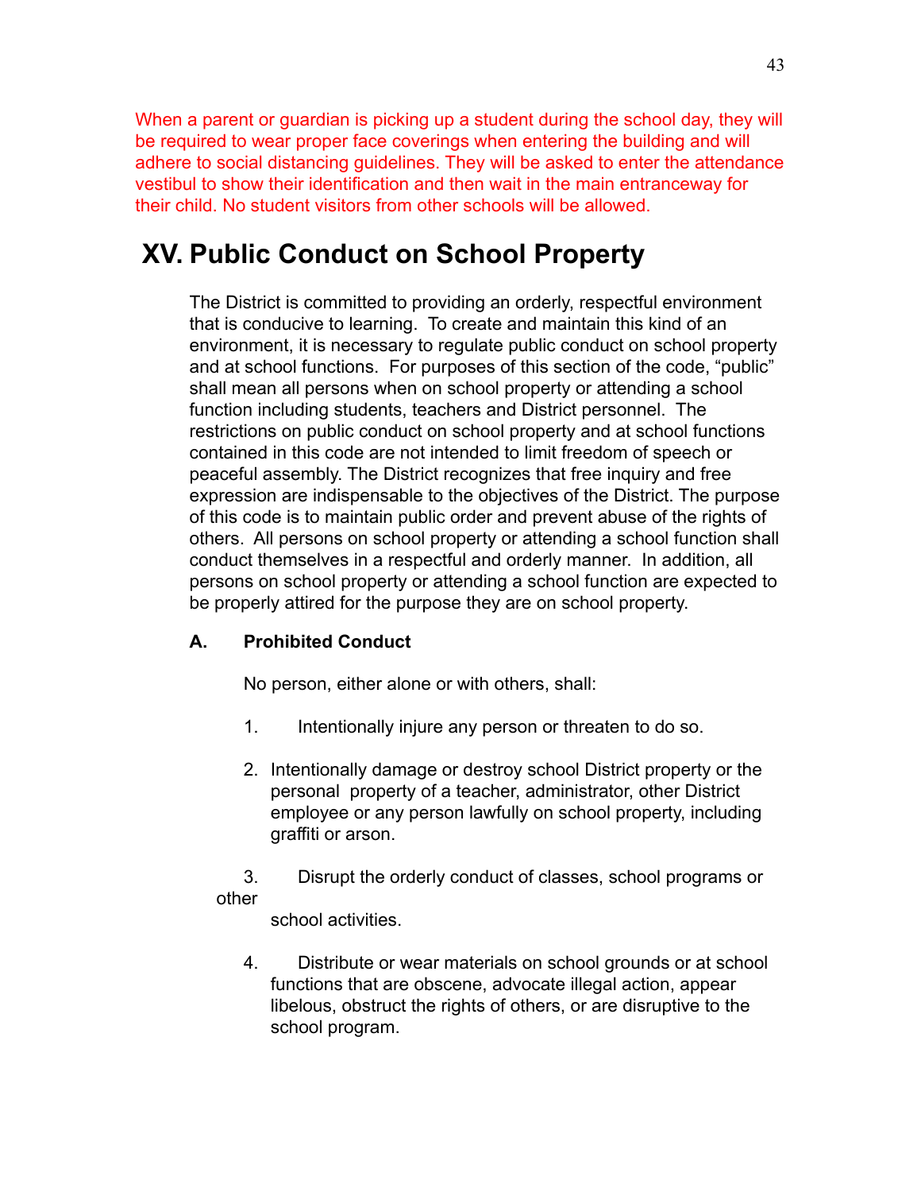When a parent or guardian is picking up a student during the school day, they will be required to wear proper face coverings when entering the building and will adhere to social distancing guidelines. They will be asked to enter the attendance vestibul to show their identification and then wait in the main entranceway for their child. No student visitors from other schools will be allowed.

# XV. Public Conduct on School Property

The District is committed to providing an orderly, respectful environment that is conducive to learning. To create and maintain this kind of an environment, it is necessary to regulate public conduct on school property and at school functions. For purposes of this section of the code, "public" shall mean all persons when on school property or attending a school function including students, teachers and District personnel. The restrictions on public conduct on school property and at school functions contained in this code are not intended to limit freedom of speech or peaceful assembly. The District recognizes that free inquiry and free expression are indispensable to the objectives of the District. The purpose of this code is to maintain public order and prevent abuse of the rights of others. All persons on school property or attending a school function shall conduct themselves in a respectful and orderly manner. In addition, all persons on school property or attending a school function are expected to be properly attired for the purpose they are on school property.

### A. Prohibited Conduct

No person, either alone or with others, shall:

1. Intentionally injure any person or threaten to do so.
2. Intentionally damage or destroy school District property or the personal property of a teacher, administrator, other District employee or any person lawfully on school property, including graffiti or arson.
3. Disrupt the orderly conduct of classes, school programs or other school activities.
4. Distribute or wear materials on school grounds or at school functions that are obscene, advocate illegal action, appear libelous, obstruct the rights of others, or are disruptive to the school program.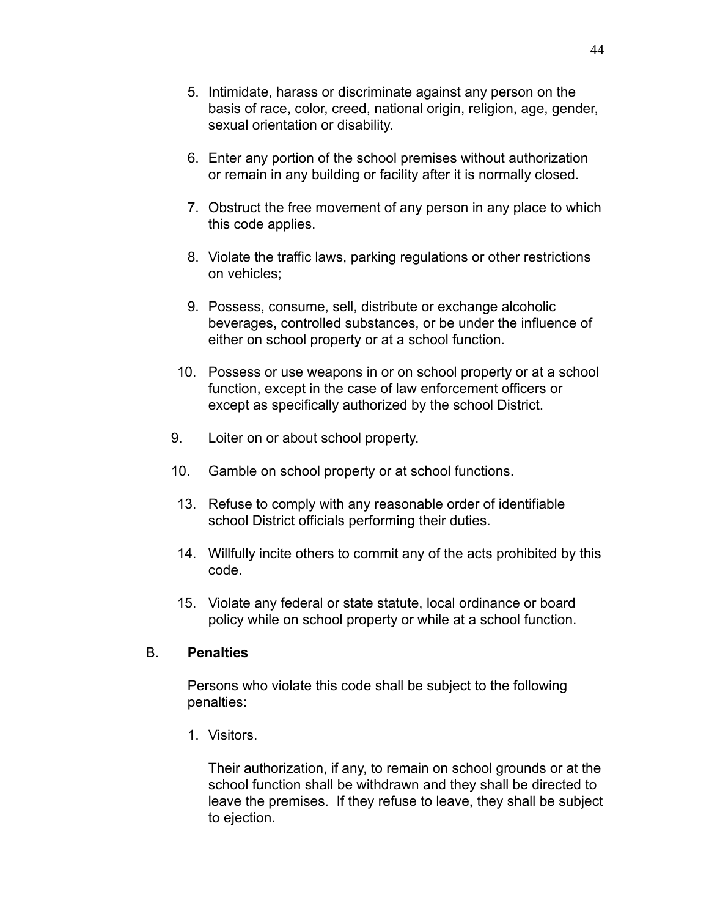5. Intimidate, harass or discriminate against any person on the basis of race, color, creed, national origin, religion, age, gender, sexual orientation or disability.

6. Enter any portion of the school premises without authorization or remain in any building or facility after it is normally closed.

7. Obstruct the free movement of any person in any place to which this code applies.

8. Violate the traffic laws, parking regulations or other restrictions on vehicles;

9. Possess, consume, sell, distribute or exchange alcoholic beverages, controlled substances, or be under the influence of either on school property or at a school function.

10. Possess or use weapons in or on school property or at a school function, except in the case of law enforcement officers or except as specifically authorized by the school District.

9. Loiter on or about school property.

10. Gamble on school property or at school functions.

13. Refuse to comply with any reasonable order of identifiable school District officials performing their duties.

14. Willfully incite others to commit any of the acts prohibited by this code.

15. Violate any federal or state statute, local ordinance or board policy while on school property or while at a school function.

B. **Penalties**

Persons who violate this code shall be subject to the following penalties:

1. Visitors.

   Their authorization, if any, to remain on school grounds or at the school function shall be withdrawn and they shall be directed to leave the premises. If they refuse to leave, they shall be subject to ejection.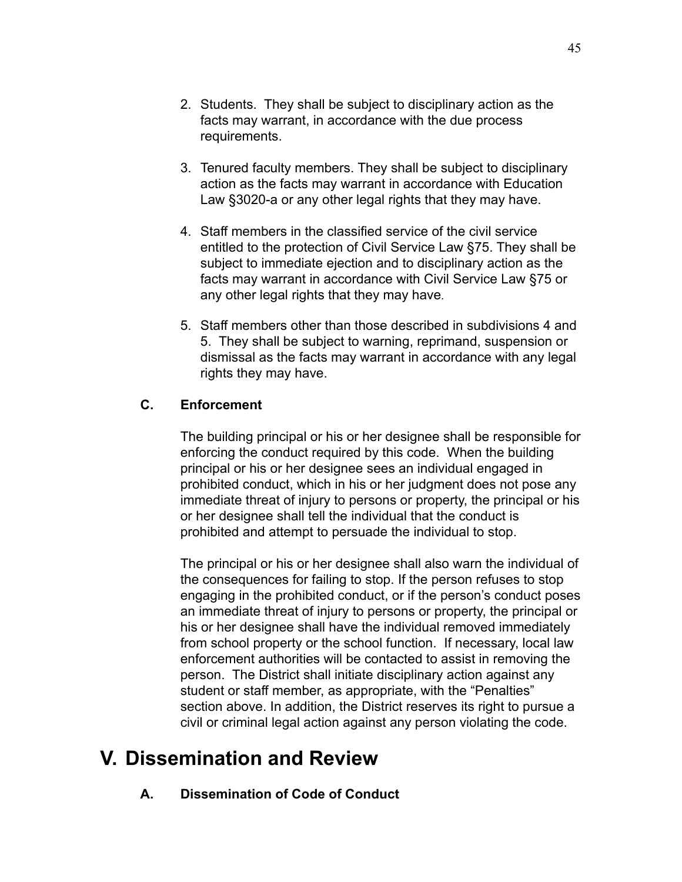2. Students. They shall be subject to disciplinary action as the facts may warrant, in accordance with the due process requirements.

3. Tenured faculty members. They shall be subject to disciplinary action as the facts may warrant in accordance with Education Law §3020-a or any other legal rights that they may have.

4. Staff members in the classified service of the civil service entitled to the protection of Civil Service Law §75. They shall be subject to immediate ejection and to disciplinary action as the facts may warrant in accordance with Civil Service Law §75 or any other legal rights that they may have.

5. Staff members other than those described in subdivisions 4 and 5. They shall be subject to warning, reprimand, suspension or dismissal as the facts may warrant in accordance with any legal rights they may have.

### C. Enforcement

The building principal or his or her designee shall be responsible for enforcing the conduct required by this code. When the building principal or his or her designee sees an individual engaged in prohibited conduct, which in his or her judgment does not pose any immediate threat of injury to persons or property, the principal or his or her designee shall tell the individual that the conduct is prohibited and attempt to persuade the individual to stop.

The principal or his or her designee shall also warn the individual of the consequences for failing to stop. If the person refuses to stop engaging in the prohibited conduct, or if the person's conduct poses an immediate threat of injury to persons or property, the principal or his or her designee shall have the individual removed immediately from school property or the school function. If necessary, local law enforcement authorities will be contacted to assist in removing the person. The District shall initiate disciplinary action against any student or staff member, as appropriate, with the "Penalties" section above. In addition, the District reserves its right to pursue a civil or criminal legal action against any person violating the code.

# V. Dissemination and Review

### A. Dissemination of Code of Conduct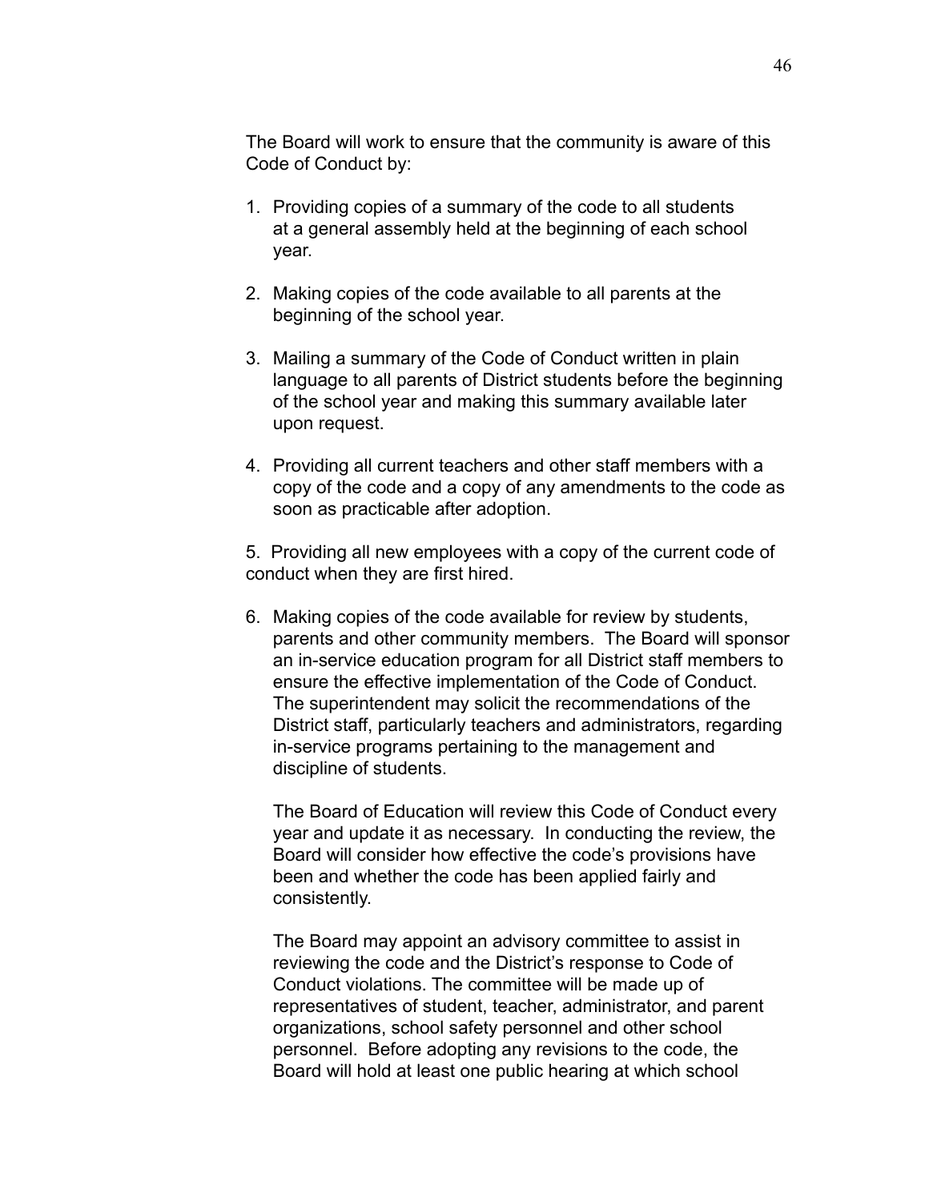The Board will work to ensure that the community is aware of this Code of Conduct by:

1. Providing copies of a summary of the code to all students at a general assembly held at the beginning of each school year.

2. Making copies of the code available to all parents at the beginning of the school year.

3. Mailing a summary of the Code of Conduct written in plain language to all parents of District students before the beginning of the school year and making this summary available later upon request.

4. Providing all current teachers and other staff members with a copy of the code and a copy of any amendments to the code as soon as practicable after adoption.

5. Providing all new employees with a copy of the current code of conduct when they are first hired.

6. Making copies of the code available for review by students, parents and other community members. The Board will sponsor an in-service education program for all District staff members to ensure the effective implementation of the Code of Conduct. The superintendent may solicit the recommendations of the District staff, particularly teachers and administrators, regarding in-service programs pertaining to the management and discipline of students.

   The Board of Education will review this Code of Conduct every year and update it as necessary. In conducting the review, the Board will consider how effective the code's provisions have been and whether the code has been applied fairly and consistently.

   The Board may appoint an advisory committee to assist in reviewing the code and the District's response to Code of Conduct violations. The committee will be made up of representatives of student, teacher, administrator, and parent organizations, school safety personnel and other school personnel. Before adopting any revisions to the code, the Board will hold at least one public hearing at which school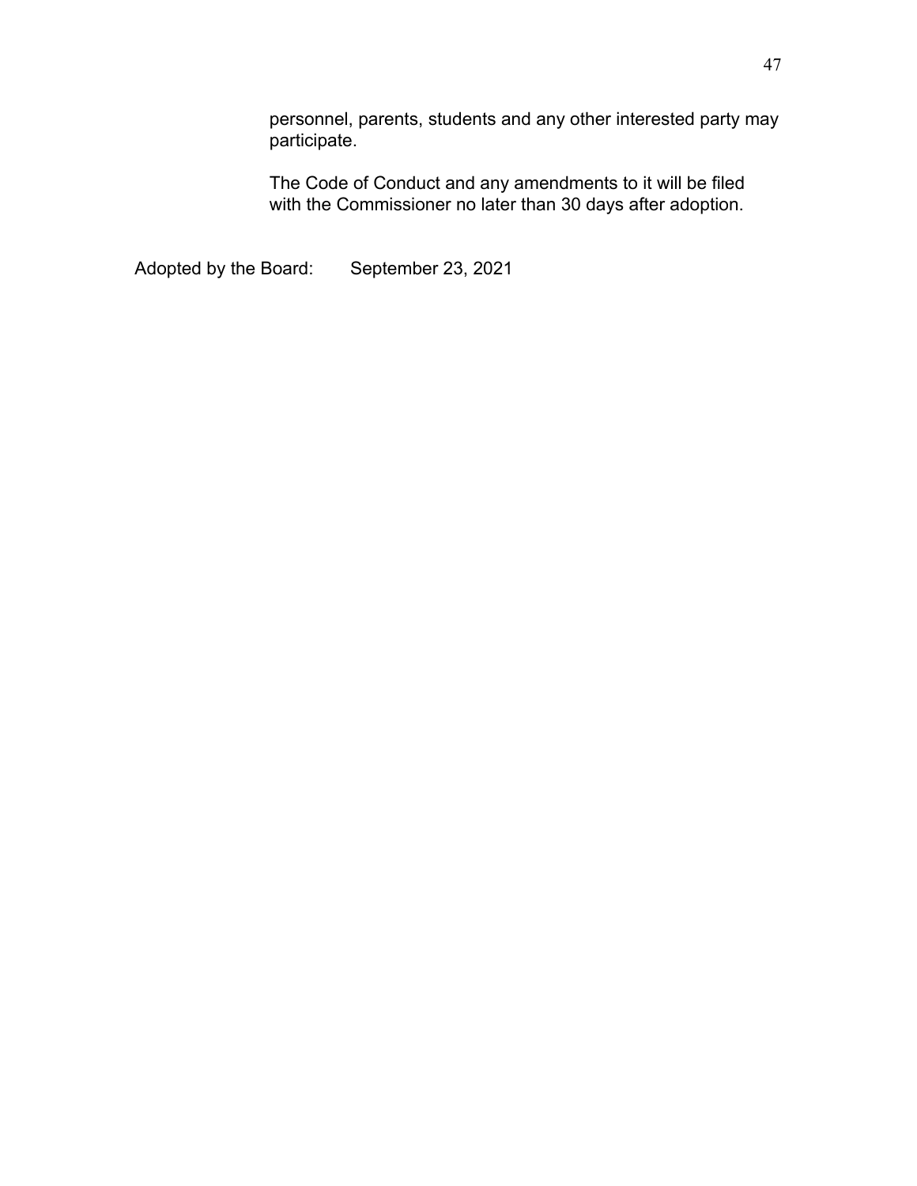personnel, parents, students and any other interested party may participate.

The Code of Conduct and any amendments to it will be filed with the Commissioner no later than 30 days after adoption.

Adopted by the Board: September 23, 2021